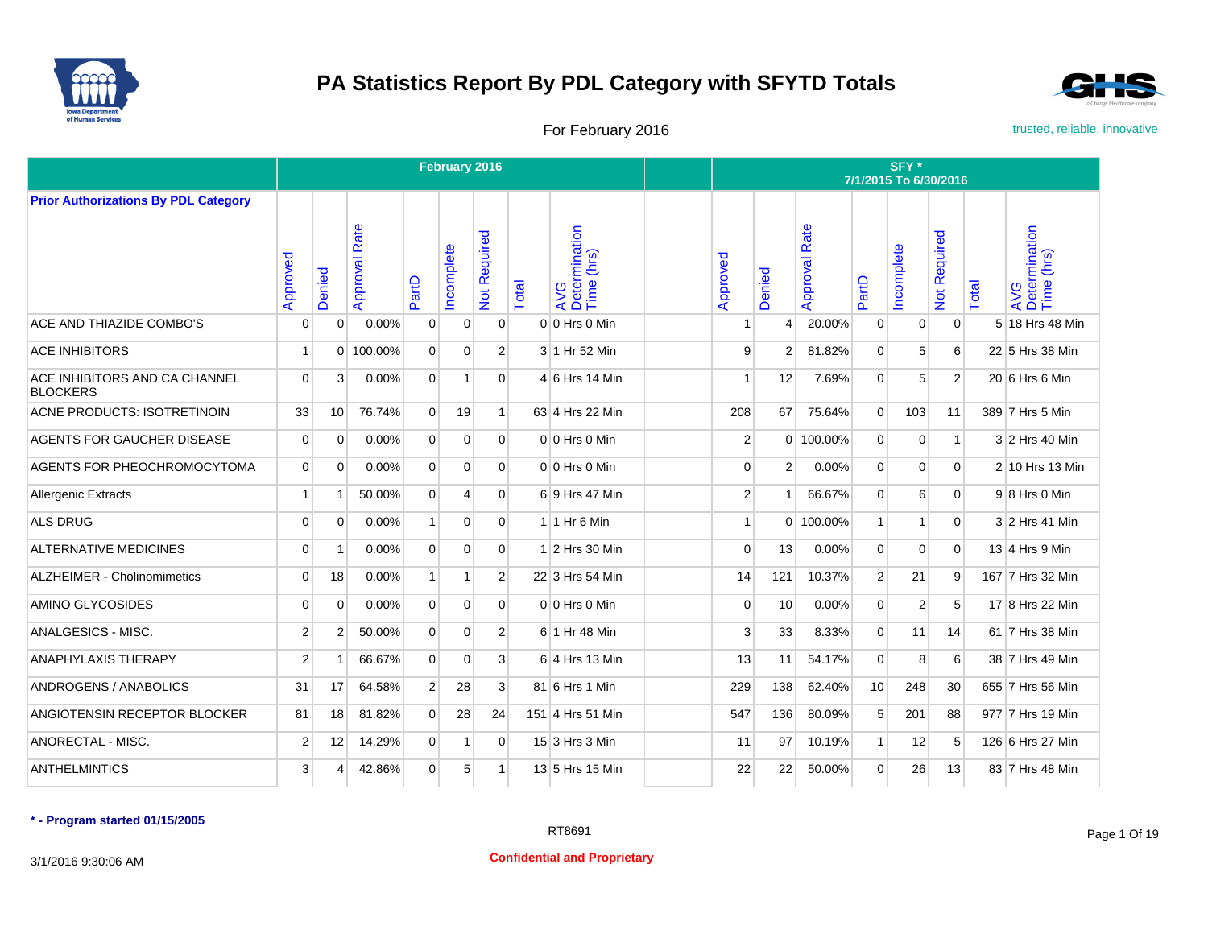# PA Statistics Report By PDL Category with SFYTD Totals

For February 2016

trusted, reliable, innovative

| Prior Authorizations By PDL Category | February 2016 | | | | | | | | | SFY * 7/1/2015 To 6/30/2016 | | | | | | | |
|---|---|---|---|---|---|---|---|---|---|---|---|---|---|---|---|---|---|
| | Approved | Denied | Approval Rate | PartD | Incomplete | Not Required | Total | AVG Determination Time (hrs) | | Approved | Denied | Approval Rate | PartD | Incomplete | Not Required | Total | AVG Determination Time (hrs) |
| ACE AND THIAZIDE COMBO'S | 0 | 0 | 0.00% | 0 | 0 | 0 | 0 | 0 Hrs 0 Min | | 1 | 4 | 20.00% | 0 | 0 | 0 | 5 | 18 Hrs 48 Min |
| ACE INHIBITORS | 1 | 0 | 100.00% | 0 | 0 | 2 | 3 | 1 Hr 52 Min | | 9 | 2 | 81.82% | 0 | 5 | 6 | 22 | 5 Hrs 38 Min |
| ACE INHIBITORS AND CA CHANNEL BLOCKERS | 0 | 3 | 0.00% | 0 | 1 | 0 | 4 | 6 Hrs 14 Min | | 1 | 12 | 7.69% | 0 | 5 | 2 | 20 | 6 Hrs 6 Min |
| ACNE PRODUCTS: ISOTRETINOIN | 33 | 10 | 76.74% | 0 | 19 | 1 | 63 | 4 Hrs 22 Min | | 208 | 67 | 75.64% | 0 | 103 | 11 | 389 | 7 Hrs 5 Min |
| AGENTS FOR GAUCHER DISEASE | 0 | 0 | 0.00% | 0 | 0 | 0 | 0 | 0 Hrs 0 Min | | 2 | 0 | 100.00% | 0 | 0 | 1 | 3 | 2 Hrs 40 Min |
| AGENTS FOR PHEOCHROMOCYTOMA | 0 | 0 | 0.00% | 0 | 0 | 0 | 0 | 0 Hrs 0 Min | | 0 | 2 | 0.00% | 0 | 0 | 0 | 2 | 10 Hrs 13 Min |
| Allergenic Extracts | 1 | 1 | 50.00% | 0 | 4 | 0 | 6 | 9 Hrs 47 Min | | 2 | 1 | 66.67% | 0 | 6 | 0 | 9 | 8 Hrs 0 Min |
| ALS DRUG | 0 | 0 | 0.00% | 1 | 0 | 0 | 1 | 1 Hr 6 Min | | 1 | 0 | 100.00% | 1 | 1 | 0 | 3 | 2 Hrs 41 Min |
| ALTERNATIVE MEDICINES | 0 | 1 | 0.00% | 0 | 0 | 0 | 1 | 2 Hrs 30 Min | | 0 | 13 | 0.00% | 0 | 0 | 0 | 13 | 4 Hrs 9 Min |
| ALZHEIMER - Cholinomimetics | 0 | 18 | 0.00% | 1 | 1 | 2 | 22 | 3 Hrs 54 Min | | 14 | 121 | 10.37% | 2 | 21 | 9 | 167 | 7 Hrs 32 Min |
| AMINO GLYCOSIDES | 0 | 0 | 0.00% | 0 | 0 | 0 | 0 | 0 Hrs 0 Min | | 0 | 10 | 0.00% | 0 | 2 | 5 | 17 | 8 Hrs 22 Min |
| ANALGESICS - MISC. | 2 | 2 | 50.00% | 0 | 0 | 2 | 6 | 1 Hr 48 Min | | 3 | 33 | 8.33% | 0 | 11 | 14 | 61 | 7 Hrs 38 Min |
| ANAPHYLAXIS THERAPY | 2 | 1 | 66.67% | 0 | 0 | 3 | 6 | 4 Hrs 13 Min | | 13 | 11 | 54.17% | 0 | 8 | 6 | 38 | 7 Hrs 49 Min |
| ANDROGENS / ANABOLICS | 31 | 17 | 64.58% | 2 | 28 | 3 | 81 | 6 Hrs 1 Min | | 229 | 138 | 62.40% | 10 | 248 | 30 | 655 | 7 Hrs 56 Min |
| ANGIOTENSIN RECEPTOR BLOCKER | 81 | 18 | 81.82% | 0 | 28 | 24 | 151 | 4 Hrs 51 Min | | 547 | 136 | 80.09% | 5 | 201 | 88 | 977 | 7 Hrs 19 Min |
| ANORECTAL - MISC. | 2 | 12 | 14.29% | 0 | 1 | 0 | 15 | 3 Hrs 3 Min | | 11 | 97 | 10.19% | 1 | 12 | 5 | 126 | 6 Hrs 27 Min |
| ANTHELMINTICS | 3 | 4 | 42.86% | 0 | 5 | 1 | 13 | 5 Hrs 15 Min | | 22 | 22 | 50.00% | 0 | 26 | 13 | 83 | 7 Hrs 48 Min |

**\* - Program started 01/15/2005**

RT8691

3/1/2016 9:30:06 AM

**Confidential and Proprietary**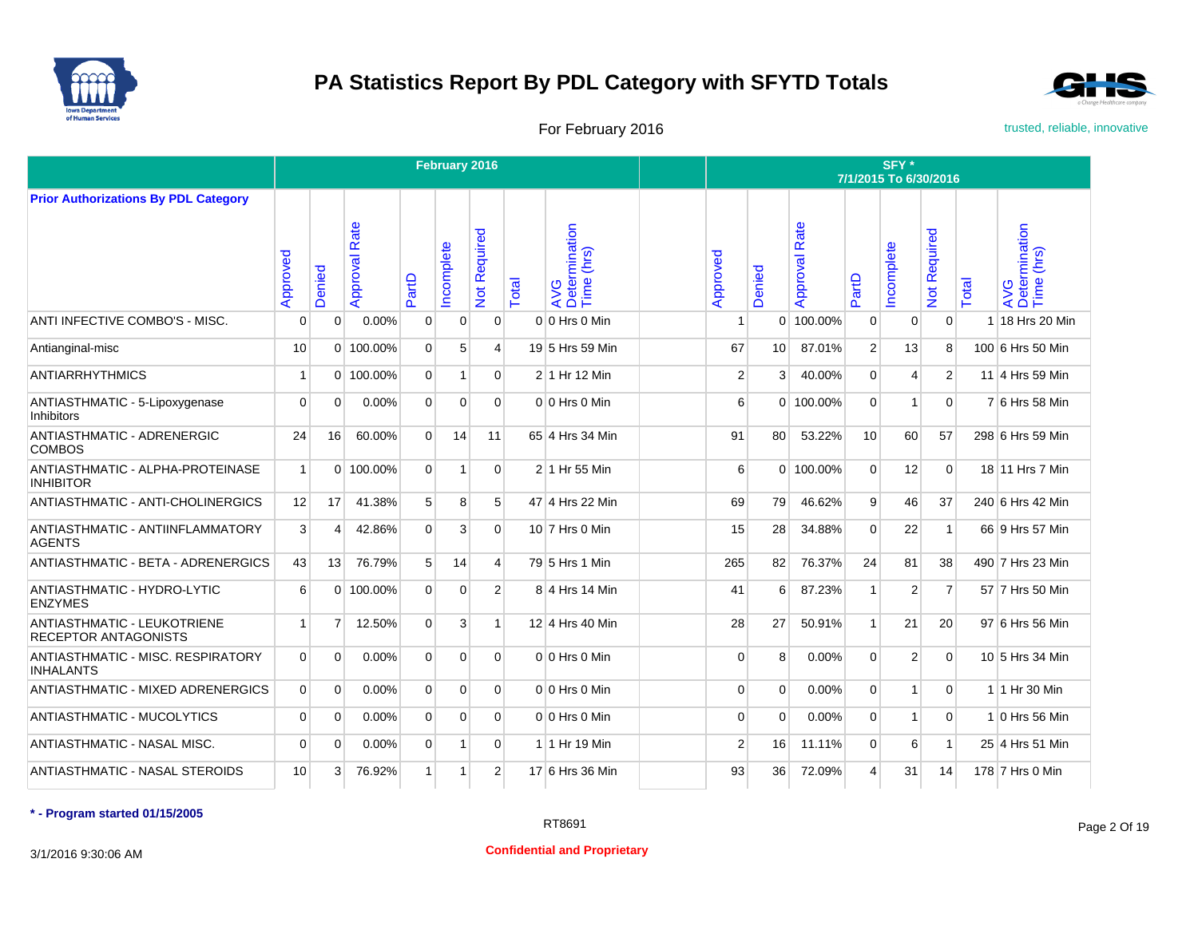# PA Statistics Report By PDL Category with SFYTD Totals

For February 2016

trusted, reliable, innovative

| | February 2016 | | | | | | | | | SFY * 7/1/2015 To 6/30/2016 | | | | | | | |
|---|---|---|---|---|---|---|---|---|---|---|---|---|---|---|---|---|---|
| **Prior Authorizations By PDL Category** | Approved | Denied | Approval Rate | PartD | Incomplete | Not Required | Total | AVG Determination Time (hrs) | | Approved | Denied | Approval Rate | PartD | Incomplete | Not Required | Total | AVG Determination Time (hrs) |
| ANTI INFECTIVE COMBO'S - MISC. | 0 | 0 | 0.00% | 0 | 0 | 0 | 0 | 0 Hrs 0 Min | | 1 | 0 | 100.00% | 0 | 0 | 0 | 1 | 18 Hrs 20 Min |
| Antianginal-misc | 10 | 0 | 100.00% | 0 | 5 | 4 | 19 | 5 Hrs 59 Min | | 67 | 10 | 87.01% | 2 | 13 | 8 | 100 | 6 Hrs 50 Min |
| ANTIARRHYTHMICS | 1 | 0 | 100.00% | 0 | 1 | 0 | 2 | 1 Hr 12 Min | | 2 | 3 | 40.00% | 0 | 4 | 2 | 11 | 4 Hrs 59 Min |
| ANTIASTHMATIC - 5-Lipoxygenase Inhibitors | 0 | 0 | 0.00% | 0 | 0 | 0 | 0 | 0 Hrs 0 Min | | 6 | 0 | 100.00% | 0 | 1 | 0 | 7 | 6 Hrs 58 Min |
| ANTIASTHMATIC - ADRENERGIC COMBOS | 24 | 16 | 60.00% | 0 | 14 | 11 | 65 | 4 Hrs 34 Min | | 91 | 80 | 53.22% | 10 | 60 | 57 | 298 | 6 Hrs 59 Min |
| ANTIASTHMATIC - ALPHA-PROTEINASE INHIBITOR | 1 | 0 | 100.00% | 0 | 1 | 0 | 2 | 1 Hr 55 Min | | 6 | 0 | 100.00% | 0 | 12 | 0 | 18 | 11 Hrs 7 Min |
| ANTIASTHMATIC - ANTI-CHOLINERGICS | 12 | 17 | 41.38% | 5 | 8 | 5 | 47 | 4 Hrs 22 Min | | 69 | 79 | 46.62% | 9 | 46 | 37 | 240 | 6 Hrs 42 Min |
| ANTIASTHMATIC - ANTIINFLAMMATORY AGENTS | 3 | 4 | 42.86% | 0 | 3 | 0 | 10 | 7 Hrs 0 Min | | 15 | 28 | 34.88% | 0 | 22 | 1 | 66 | 9 Hrs 57 Min |
| ANTIASTHMATIC - BETA - ADRENERGICS | 43 | 13 | 76.79% | 5 | 14 | 4 | 79 | 5 Hrs 1 Min | | 265 | 82 | 76.37% | 24 | 81 | 38 | 490 | 7 Hrs 23 Min |
| ANTIASTHMATIC - HYDRO-LYTIC ENZYMES | 6 | 0 | 100.00% | 0 | 0 | 2 | 8 | 4 Hrs 14 Min | | 41 | 6 | 87.23% | 1 | 2 | 7 | 57 | 7 Hrs 50 Min |
| ANTIASTHMATIC - LEUKOTRIENE RECEPTOR ANTAGONISTS | 1 | 7 | 12.50% | 0 | 3 | 1 | 12 | 4 Hrs 40 Min | | 28 | 27 | 50.91% | 1 | 21 | 20 | 97 | 6 Hrs 56 Min |
| ANTIASTHMATIC - MISC. RESPIRATORY INHALANTS | 0 | 0 | 0.00% | 0 | 0 | 0 | 0 | 0 Hrs 0 Min | | 0 | 8 | 0.00% | 0 | 2 | 0 | 10 | 5 Hrs 34 Min |
| ANTIASTHMATIC - MIXED ADRENERGICS | 0 | 0 | 0.00% | 0 | 0 | 0 | 0 | 0 Hrs 0 Min | | 0 | 0 | 0.00% | 0 | 1 | 0 | 1 | 1 Hr 30 Min |
| ANTIASTHMATIC - MUCOLYTICS | 0 | 0 | 0.00% | 0 | 0 | 0 | 0 | 0 Hrs 0 Min | | 0 | 0 | 0.00% | 0 | 1 | 0 | 1 | 0 Hrs 56 Min |
| ANTIASTHMATIC - NASAL MISC. | 0 | 0 | 0.00% | 0 | 1 | 0 | 1 | 1 Hr 19 Min | | 2 | 16 | 11.11% | 0 | 6 | 1 | 25 | 4 Hrs 51 Min |
| ANTIASTHMATIC - NASAL STEROIDS | 10 | 3 | 76.92% | 1 | 1 | 2 | 17 | 6 Hrs 36 Min | | 93 | 36 | 72.09% | 4 | 31 | 14 | 178 | 7 Hrs 0 Min |

**\* - Program started 01/15/2005**

RT8691

3/1/2016 9:30:06 AM

**Confidential and Proprietary**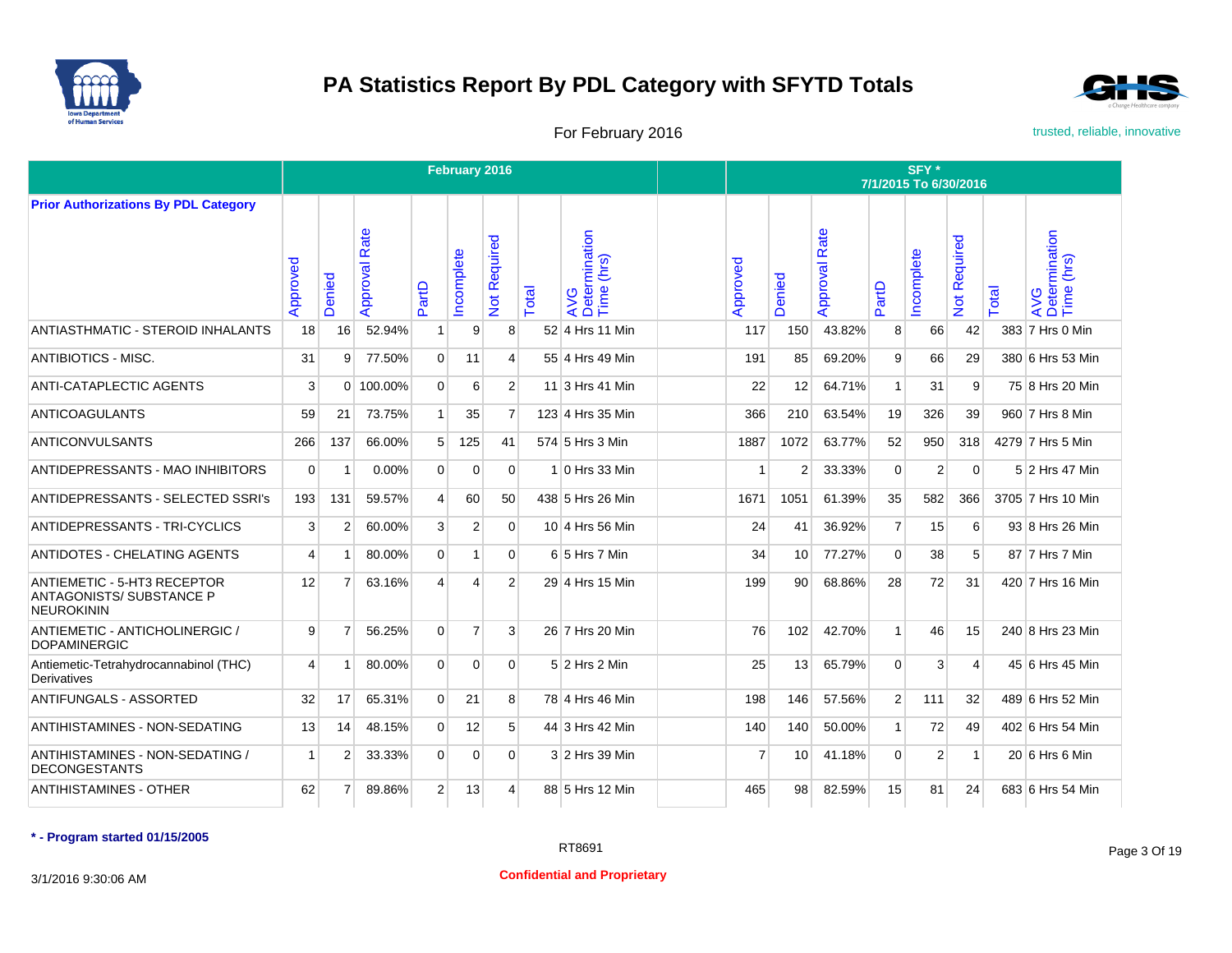# PA Statistics Report By PDL Category with SFYTD Totals

For February 2016

trusted, reliable, innovative

| Prior Authorizations By PDL Category | February 2016 | | | | | | | | | SFY * 7/1/2015 To 6/30/2016 | | | | | | | |
|---|---|---|---|---|---|---|---|---|---|---|---|---|---|---|---|---|---|
| | Approved | Denied | Approval Rate | PartD | Incomplete | Not Required | Total | AVG Determination Time (hrs) | | Approved | Denied | Approval Rate | PartD | Incomplete | Not Required | Total | AVG Determination Time (hrs) |
| ANTIASTHMATIC - STEROID INHALANTS | 18 | 16 | 52.94% | 1 | 9 | 8 | 52 | 4 Hrs 11 Min | | 117 | 150 | 43.82% | 8 | 66 | 42 | 383 | 7 Hrs 0 Min |
| ANTIBIOTICS - MISC. | 31 | 9 | 77.50% | 0 | 11 | 4 | 55 | 4 Hrs 49 Min | | 191 | 85 | 69.20% | 9 | 66 | 29 | 380 | 6 Hrs 53 Min |
| ANTI-CATAPLECTIC AGENTS | 3 | 0 | 100.00% | 0 | 6 | 2 | 11 | 3 Hrs 41 Min | | 22 | 12 | 64.71% | 1 | 31 | 9 | 75 | 8 Hrs 20 Min |
| ANTICOAGULANTS | 59 | 21 | 73.75% | 1 | 35 | 7 | 123 | 4 Hrs 35 Min | | 366 | 210 | 63.54% | 19 | 326 | 39 | 960 | 7 Hrs 8 Min |
| ANTICONVULSANTS | 266 | 137 | 66.00% | 5 | 125 | 41 | 574 | 5 Hrs 3 Min | | 1887 | 1072 | 63.77% | 52 | 950 | 318 | 4279 | 7 Hrs 5 Min |
| ANTIDEPRESSANTS - MAO INHIBITORS | 0 | 1 | 0.00% | 0 | 0 | 0 | 1 | 0 Hrs 33 Min | | 1 | 2 | 33.33% | 0 | 2 | 0 | 5 | 2 Hrs 47 Min |
| ANTIDEPRESSANTS - SELECTED SSRI's | 193 | 131 | 59.57% | 4 | 60 | 50 | 438 | 5 Hrs 26 Min | | 1671 | 1051 | 61.39% | 35 | 582 | 366 | 3705 | 7 Hrs 10 Min |
| ANTIDEPRESSANTS - TRI-CYCLICS | 3 | 2 | 60.00% | 3 | 2 | 0 | 10 | 4 Hrs 56 Min | | 24 | 41 | 36.92% | 7 | 15 | 6 | 93 | 8 Hrs 26 Min |
| ANTIDOTES - CHELATING AGENTS | 4 | 1 | 80.00% | 0 | 1 | 0 | 6 | 5 Hrs 7 Min | | 34 | 10 | 77.27% | 0 | 38 | 5 | 87 | 7 Hrs 7 Min |
| ANTIEMETIC - 5-HT3 RECEPTOR ANTAGONISTS/ SUBSTANCE P NEUROKININ | 12 | 7 | 63.16% | 4 | 4 | 2 | 29 | 4 Hrs 15 Min | | 199 | 90 | 68.86% | 28 | 72 | 31 | 420 | 7 Hrs 16 Min |
| ANTIEMETIC - ANTICHOLINERGIC / DOPAMINERGIC | 9 | 7 | 56.25% | 0 | 7 | 3 | 26 | 7 Hrs 20 Min | | 76 | 102 | 42.70% | 1 | 46 | 15 | 240 | 8 Hrs 23 Min |
| Antiemetic-Tetrahydrocannabinol (THC) Derivatives | 4 | 1 | 80.00% | 0 | 0 | 0 | 5 | 2 Hrs 2 Min | | 25 | 13 | 65.79% | 0 | 3 | 4 | 45 | 6 Hrs 45 Min |
| ANTIFUNGALS - ASSORTED | 32 | 17 | 65.31% | 0 | 21 | 8 | 78 | 4 Hrs 46 Min | | 198 | 146 | 57.56% | 2 | 111 | 32 | 489 | 6 Hrs 52 Min |
| ANTIHISTAMINES - NON-SEDATING | 13 | 14 | 48.15% | 0 | 12 | 5 | 44 | 3 Hrs 42 Min | | 140 | 140 | 50.00% | 1 | 72 | 49 | 402 | 6 Hrs 54 Min |
| ANTIHISTAMINES - NON-SEDATING / DECONGESTANTS | 1 | 2 | 33.33% | 0 | 0 | 0 | 3 | 2 Hrs 39 Min | | 7 | 10 | 41.18% | 0 | 2 | 1 | 20 | 6 Hrs 6 Min |
| ANTIHISTAMINES - OTHER | 62 | 7 | 89.86% | 2 | 13 | 4 | 88 | 5 Hrs 12 Min | | 465 | 98 | 82.59% | 15 | 81 | 24 | 683 | 6 Hrs 54 Min |

**\* - Program started 01/15/2005**

RT8691

3/1/2016 9:30:06 AM

**Confidential and Proprietary**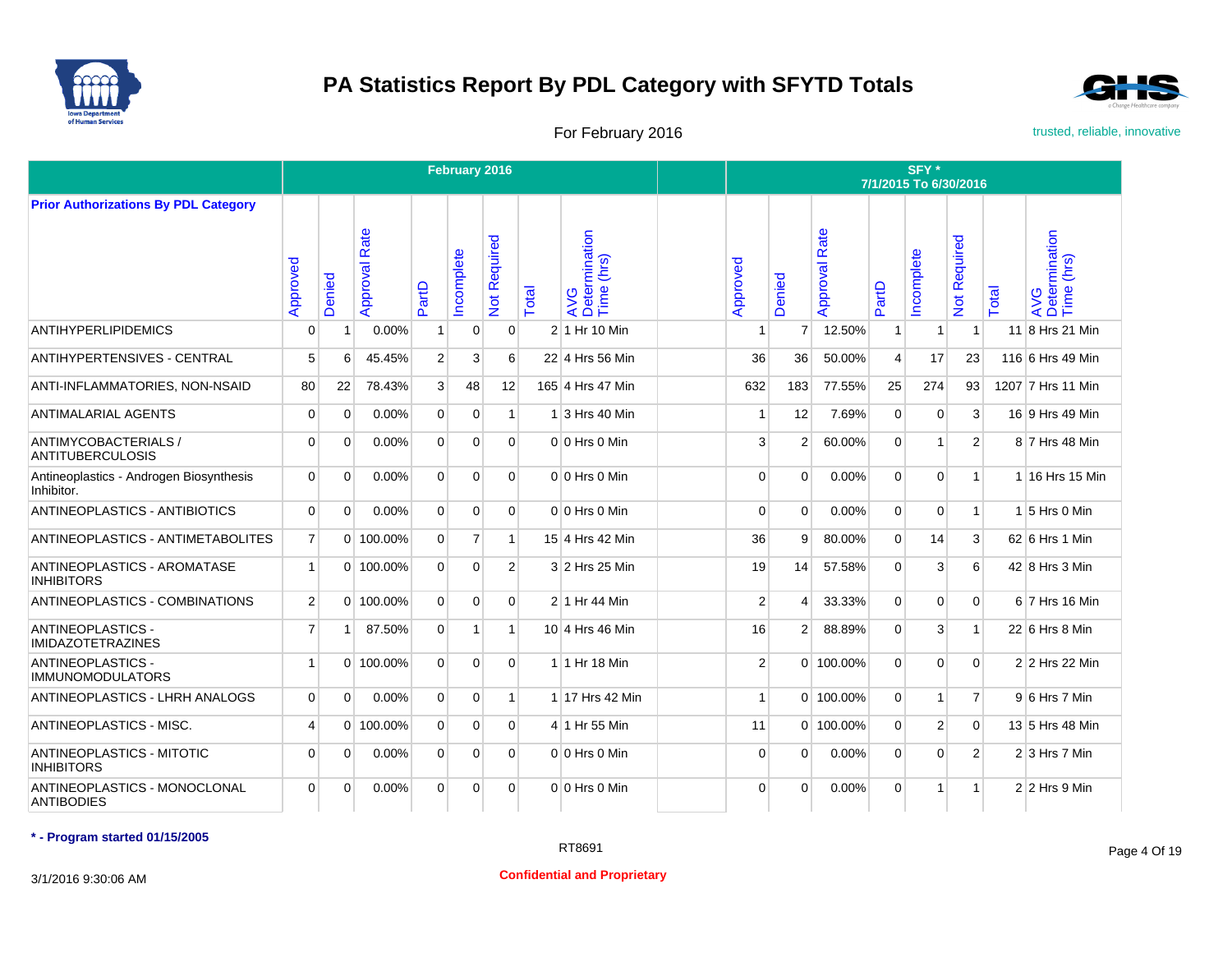# PA Statistics Report By PDL Category with SFYTD Totals

For February 2016

trusted, reliable, innovative

| Prior Authorizations By PDL Category | February 2016 | | | | | | | | | SFY * 7/1/2015 To 6/30/2016 | | | | | | | |
|---|---|---|---|---|---|---|---|---|---|---|---|---|---|---|---|---|---|
| | Approved | Denied | Approval Rate | PartD | Incomplete | Not Required | Total | AVG Determination Time (hrs) | | Approved | Denied | Approval Rate | PartD | Incomplete | Not Required | Total | AVG Determination Time (hrs) |
| ANTIHYPERLIPIDEMICS | 0 | 1 | 0.00% | 1 | 0 | 0 | 2 | 1 Hr 10 Min | | 1 | 7 | 12.50% | 1 | 1 | 1 | 11 | 8 Hrs 21 Min |
| ANTIHYPERTENSIVES - CENTRAL | 5 | 6 | 45.45% | 2 | 3 | 6 | 22 | 4 Hrs 56 Min | | 36 | 36 | 50.00% | 4 | 17 | 23 | 116 | 6 Hrs 49 Min |
| ANTI-INFLAMMATORIES, NON-NSAID | 80 | 22 | 78.43% | 3 | 48 | 12 | 165 | 4 Hrs 47 Min | | 632 | 183 | 77.55% | 25 | 274 | 93 | 1207 | 7 Hrs 11 Min |
| ANTIMALARIAL AGENTS | 0 | 0 | 0.00% | 0 | 0 | 1 | 1 | 3 Hrs 40 Min | | 1 | 12 | 7.69% | 0 | 0 | 3 | 16 | 9 Hrs 49 Min |
| ANTIMYCOBACTERIALS / ANTITUBERCULOSIS | 0 | 0 | 0.00% | 0 | 0 | 0 | 0 | 0 Hrs 0 Min | | 3 | 2 | 60.00% | 0 | 1 | 2 | 8 | 7 Hrs 48 Min |
| Antineoplastics - Androgen Biosynthesis Inhibitor. | 0 | 0 | 0.00% | 0 | 0 | 0 | 0 | 0 Hrs 0 Min | | 0 | 0 | 0.00% | 0 | 0 | 1 | 1 | 16 Hrs 15 Min |
| ANTINEOPLASTICS - ANTIBIOTICS | 0 | 0 | 0.00% | 0 | 0 | 0 | 0 | 0 Hrs 0 Min | | 0 | 0 | 0.00% | 0 | 0 | 1 | 1 | 5 Hrs 0 Min |
| ANTINEOPLASTICS - ANTIMETABOLITES | 7 | 0 | 100.00% | 0 | 7 | 1 | 15 | 4 Hrs 42 Min | | 36 | 9 | 80.00% | 0 | 14 | 3 | 62 | 6 Hrs 1 Min |
| ANTINEOPLASTICS - AROMATASE INHIBITORS | 1 | 0 | 100.00% | 0 | 0 | 2 | 3 | 2 Hrs 25 Min | | 19 | 14 | 57.58% | 0 | 3 | 6 | 42 | 8 Hrs 3 Min |
| ANTINEOPLASTICS - COMBINATIONS | 2 | 0 | 100.00% | 0 | 0 | 0 | 2 | 1 Hr 44 Min | | 2 | 4 | 33.33% | 0 | 0 | 0 | 6 | 7 Hrs 16 Min |
| ANTINEOPLASTICS - IMIDAZOTETRAZINES | 7 | 1 | 87.50% | 0 | 1 | 1 | 10 | 4 Hrs 46 Min | | 16 | 2 | 88.89% | 0 | 3 | 1 | 22 | 6 Hrs 8 Min |
| ANTINEOPLASTICS - IMMUNOMODULATORS | 1 | 0 | 100.00% | 0 | 0 | 0 | 1 | 1 Hr 18 Min | | 2 | 0 | 100.00% | 0 | 0 | 0 | 2 | 2 Hrs 22 Min |
| ANTINEOPLASTICS - LHRH ANALOGS | 0 | 0 | 0.00% | 0 | 0 | 1 | 1 | 17 Hrs 42 Min | | 1 | 0 | 100.00% | 0 | 1 | 7 | 9 | 6 Hrs 7 Min |
| ANTINEOPLASTICS - MISC. | 4 | 0 | 100.00% | 0 | 0 | 0 | 4 | 1 Hr 55 Min | | 11 | 0 | 100.00% | 0 | 2 | 0 | 13 | 5 Hrs 48 Min |
| ANTINEOPLASTICS - MITOTIC INHIBITORS | 0 | 0 | 0.00% | 0 | 0 | 0 | 0 | 0 Hrs 0 Min | | 0 | 0 | 0.00% | 0 | 0 | 2 | 2 | 3 Hrs 7 Min |
| ANTINEOPLASTICS - MONOCLONAL ANTIBODIES | 0 | 0 | 0.00% | 0 | 0 | 0 | 0 | 0 Hrs 0 Min | | 0 | 0 | 0.00% | 0 | 1 | 1 | 2 | 2 Hrs 9 Min |

**\* - Program started 01/15/2005**

RT8691

3/1/2016 9:30:06 AM

**Confidential and Proprietary**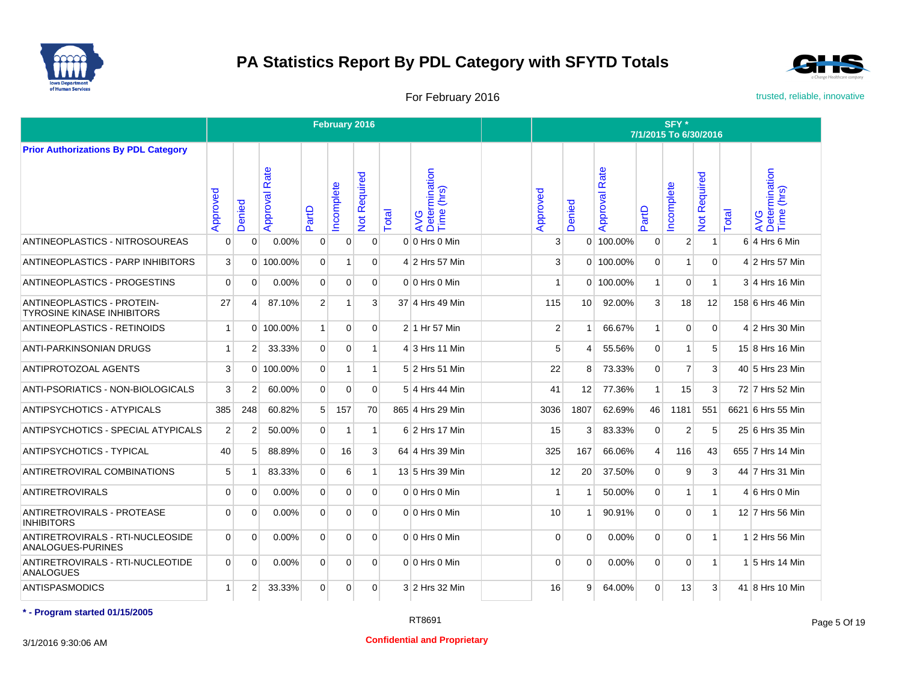# PA Statistics Report By PDL Category with SFYTD Totals

For February 2016

trusted, reliable, innovative

| Prior Authorizations By PDL Category | February 2016 | | | | | | | | | SFY * 7/1/2015 To 6/30/2016 | | | | | | | |
|---|---|---|---|---|---|---|---|---|---|---|---|---|---|---|---|---|---|
| | Approved | Denied | Approval Rate | PartD | Incomplete | Not Required | Total | AVG Determination Time (hrs) | | Approved | Denied | Approval Rate | PartD | Incomplete | Not Required | Total | AVG Determination Time (hrs) |
| ANTINEOPLASTICS - NITROSOUREAS | 0 | 0 | 0.00% | 0 | 0 | 0 | 0 | 0 Hrs 0 Min | | 3 | 0 | 100.00% | 0 | 2 | 1 | 6 | 4 Hrs 6 Min |
| ANTINEOPLASTICS - PARP INHIBITORS | 3 | 0 | 100.00% | 0 | 1 | 0 | 4 | 2 Hrs 57 Min | | 3 | 0 | 100.00% | 0 | 1 | 0 | 4 | 2 Hrs 57 Min |
| ANTINEOPLASTICS - PROGESTINS | 0 | 0 | 0.00% | 0 | 0 | 0 | 0 | 0 Hrs 0 Min | | 1 | 0 | 100.00% | 1 | 0 | 1 | 3 | 4 Hrs 16 Min |
| ANTINEOPLASTICS - PROTEIN-TYROSINE KINASE INHIBITORS | 27 | 4 | 87.10% | 2 | 1 | 3 | 37 | 4 Hrs 49 Min | | 115 | 10 | 92.00% | 3 | 18 | 12 | 158 | 6 Hrs 46 Min |
| ANTINEOPLASTICS - RETINOIDS | 1 | 0 | 100.00% | 1 | 0 | 0 | 2 | 1 Hr 57 Min | | 2 | 1 | 66.67% | 1 | 0 | 0 | 4 | 2 Hrs 30 Min |
| ANTI-PARKINSONIAN DRUGS | 1 | 2 | 33.33% | 0 | 0 | 1 | 4 | 3 Hrs 11 Min | | 5 | 4 | 55.56% | 0 | 1 | 5 | 15 | 8 Hrs 16 Min |
| ANTIPROTOZOAL AGENTS | 3 | 0 | 100.00% | 0 | 1 | 1 | 5 | 2 Hrs 51 Min | | 22 | 8 | 73.33% | 0 | 7 | 3 | 40 | 5 Hrs 23 Min |
| ANTI-PSORIATICS - NON-BIOLOGICALS | 3 | 2 | 60.00% | 0 | 0 | 0 | 5 | 4 Hrs 44 Min | | 41 | 12 | 77.36% | 1 | 15 | 3 | 72 | 7 Hrs 52 Min |
| ANTIPSYCHOTICS - ATYPICALS | 385 | 248 | 60.82% | 5 | 157 | 70 | 865 | 4 Hrs 29 Min | | 3036 | 1807 | 62.69% | 46 | 1181 | 551 | 6621 | 6 Hrs 55 Min |
| ANTIPSYCHOTICS - SPECIAL ATYPICALS | 2 | 2 | 50.00% | 0 | 1 | 1 | 6 | 2 Hrs 17 Min | | 15 | 3 | 83.33% | 0 | 2 | 5 | 25 | 6 Hrs 35 Min |
| ANTIPSYCHOTICS - TYPICAL | 40 | 5 | 88.89% | 0 | 16 | 3 | 64 | 4 Hrs 39 Min | | 325 | 167 | 66.06% | 4 | 116 | 43 | 655 | 7 Hrs 14 Min |
| ANTIRETROVIRAL COMBINATIONS | 5 | 1 | 83.33% | 0 | 6 | 1 | 13 | 5 Hrs 39 Min | | 12 | 20 | 37.50% | 0 | 9 | 3 | 44 | 7 Hrs 31 Min |
| ANTIRETROVIRALS | 0 | 0 | 0.00% | 0 | 0 | 0 | 0 | 0 Hrs 0 Min | | 1 | 1 | 50.00% | 0 | 1 | 1 | 4 | 6 Hrs 0 Min |
| ANTIRETROVIRALS - PROTEASE INHIBITORS | 0 | 0 | 0.00% | 0 | 0 | 0 | 0 | 0 Hrs 0 Min | | 10 | 1 | 90.91% | 0 | 0 | 1 | 12 | 7 Hrs 56 Min |
| ANTIRETROVIRALS - RTI-NUCLEOSIDE ANALOGUES-PURINES | 0 | 0 | 0.00% | 0 | 0 | 0 | 0 | 0 Hrs 0 Min | | 0 | 0 | 0.00% | 0 | 0 | 1 | 1 | 2 Hrs 56 Min |
| ANTIRETROVIRALS - RTI-NUCLEOTIDE ANALOGUES | 0 | 0 | 0.00% | 0 | 0 | 0 | 0 | 0 Hrs 0 Min | | 0 | 0 | 0.00% | 0 | 0 | 1 | 1 | 5 Hrs 14 Min |
| ANTISPASMODICS | 1 | 2 | 33.33% | 0 | 0 | 0 | 3 | 2 Hrs 32 Min | | 16 | 9 | 64.00% | 0 | 13 | 3 | 41 | 8 Hrs 10 Min |

**\* - Program started 01/15/2005**

RT8691

3/1/2016 9:30:06 AM

**Confidential and Proprietary**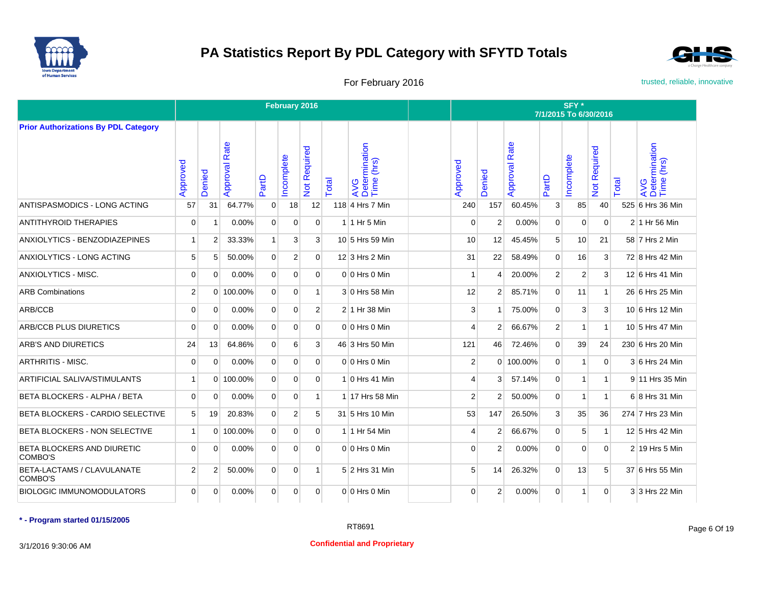# PA Statistics Report By PDL Category with SFYTD Totals

For February 2016

trusted, reliable, innovative

| Prior Authorizations By PDL Category | February 2016 | | | | | | | | | SFY * 7/1/2015 To 6/30/2016 | | | | | | | |
|---|---|---|---|---|---|---|---|---|---|---|---|---|---|---|---|---|---|
| | Approved | Denied | Approval Rate | PartD | Incomplete | Not Required | Total | AVG Determination Time (hrs) | | Approved | Denied | Approval Rate | PartD | Incomplete | Not Required | Total | AVG Determination Time (hrs) |
| ANTISPASMODICS - LONG ACTING | 57 | 31 | 64.77% | 0 | 18 | 12 | 118 | 4 Hrs 7 Min | | 240 | 157 | 60.45% | 3 | 85 | 40 | 525 | 6 Hrs 36 Min |
| ANTITHYROID THERAPIES | 0 | 1 | 0.00% | 0 | 0 | 0 | 1 | 1 Hr 5 Min | | 0 | 2 | 0.00% | 0 | 0 | 0 | 2 | 1 Hr 56 Min |
| ANXIOLYTICS - BENZODIAZEPINES | 1 | 2 | 33.33% | 1 | 3 | 3 | 10 | 5 Hrs 59 Min | | 10 | 12 | 45.45% | 5 | 10 | 21 | 58 | 7 Hrs 2 Min |
| ANXIOLYTICS - LONG ACTING | 5 | 5 | 50.00% | 0 | 2 | 0 | 12 | 3 Hrs 2 Min | | 31 | 22 | 58.49% | 0 | 16 | 3 | 72 | 8 Hrs 42 Min |
| ANXIOLYTICS - MISC. | 0 | 0 | 0.00% | 0 | 0 | 0 | 0 | 0 Hrs 0 Min | | 1 | 4 | 20.00% | 2 | 2 | 3 | 12 | 6 Hrs 41 Min |
| ARB Combinations | 2 | 0 | 100.00% | 0 | 0 | 1 | 3 | 0 Hrs 58 Min | | 12 | 2 | 85.71% | 0 | 11 | 1 | 26 | 6 Hrs 25 Min |
| ARB/CCB | 0 | 0 | 0.00% | 0 | 0 | 2 | 2 | 1 Hr 38 Min | | 3 | 1 | 75.00% | 0 | 3 | 3 | 10 | 6 Hrs 12 Min |
| ARB/CCB PLUS DIURETICS | 0 | 0 | 0.00% | 0 | 0 | 0 | 0 | 0 Hrs 0 Min | | 4 | 2 | 66.67% | 2 | 1 | 1 | 10 | 5 Hrs 47 Min |
| ARB'S AND DIURETICS | 24 | 13 | 64.86% | 0 | 6 | 3 | 46 | 3 Hrs 50 Min | | 121 | 46 | 72.46% | 0 | 39 | 24 | 230 | 6 Hrs 20 Min |
| ARTHRITIS - MISC. | 0 | 0 | 0.00% | 0 | 0 | 0 | 0 | 0 Hrs 0 Min | | 2 | 0 | 100.00% | 0 | 1 | 0 | 3 | 6 Hrs 24 Min |
| ARTIFICIAL SALIVA/STIMULANTS | 1 | 0 | 100.00% | 0 | 0 | 0 | 1 | 0 Hrs 41 Min | | 4 | 3 | 57.14% | 0 | 1 | 1 | 9 | 11 Hrs 35 Min |
| BETA BLOCKERS - ALPHA / BETA | 0 | 0 | 0.00% | 0 | 0 | 1 | 1 | 17 Hrs 58 Min | | 2 | 2 | 50.00% | 0 | 1 | 1 | 6 | 8 Hrs 31 Min |
| BETA BLOCKERS - CARDIO SELECTIVE | 5 | 19 | 20.83% | 0 | 2 | 5 | 31 | 5 Hrs 10 Min | | 53 | 147 | 26.50% | 3 | 35 | 36 | 274 | 7 Hrs 23 Min |
| BETA BLOCKERS - NON SELECTIVE | 1 | 0 | 100.00% | 0 | 0 | 0 | 1 | 1 Hr 54 Min | | 4 | 2 | 66.67% | 0 | 5 | 1 | 12 | 5 Hrs 42 Min |
| BETA BLOCKERS AND DIURETIC COMBO'S | 0 | 0 | 0.00% | 0 | 0 | 0 | 0 | 0 Hrs 0 Min | | 0 | 2 | 0.00% | 0 | 0 | 0 | 2 | 19 Hrs 5 Min |
| BETA-LACTAMS / CLAVULANATE COMBO'S | 2 | 2 | 50.00% | 0 | 0 | 1 | 5 | 2 Hrs 31 Min | | 5 | 14 | 26.32% | 0 | 13 | 5 | 37 | 6 Hrs 55 Min |
| BIOLOGIC IMMUNOMODULATORS | 0 | 0 | 0.00% | 0 | 0 | 0 | 0 | 0 Hrs 0 Min | | 0 | 2 | 0.00% | 0 | 1 | 0 | 3 | 3 Hrs 22 Min |

**\* - Program started 01/15/2005**

RT8691

**Confidential and Proprietary**

3/1/2016 9:30:06 AM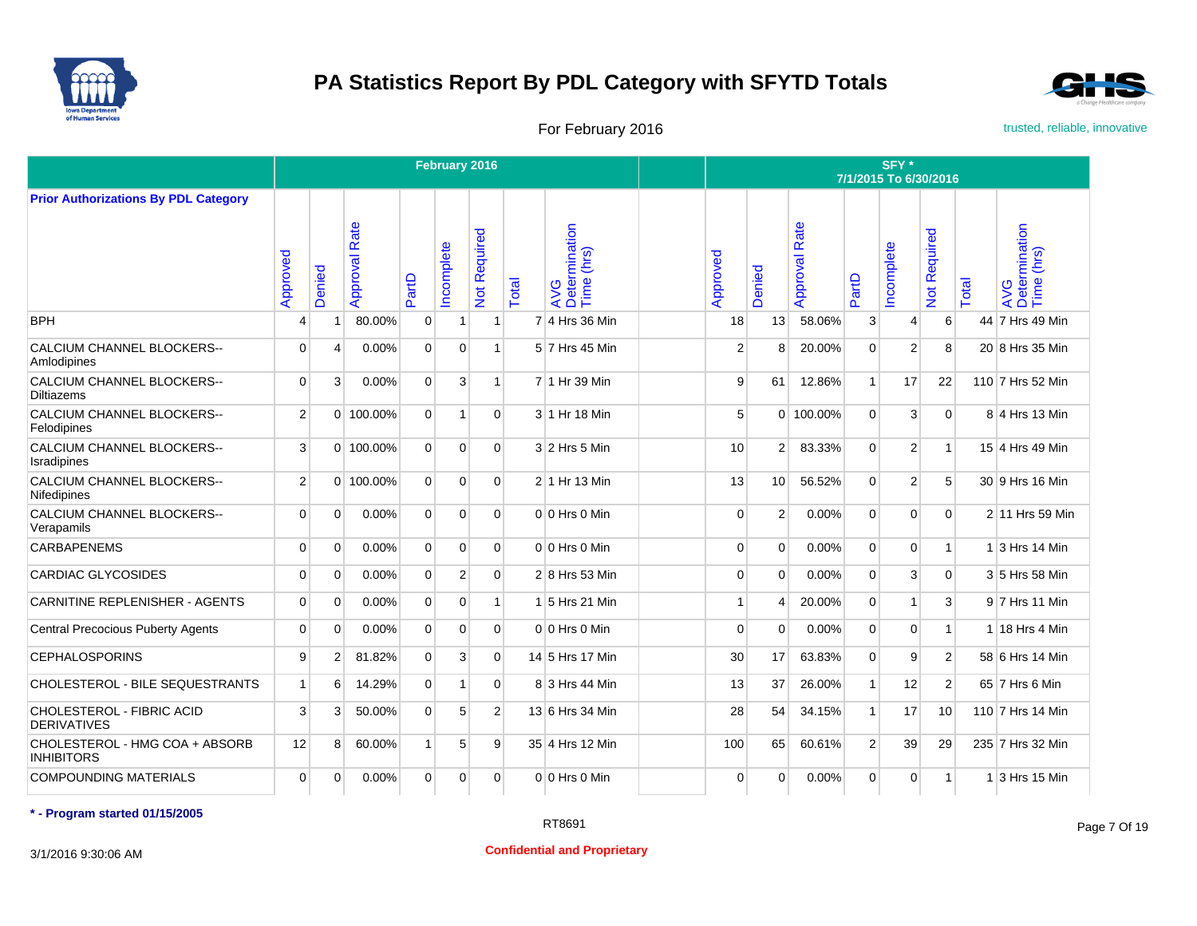# PA Statistics Report By PDL Category with SFYTD Totals

For February 2016

trusted, reliable, innovative

| Prior Authorizations By PDL Category | February 2016 | | | | | | | | | SFY * 7/1/2015 To 6/30/2016 | | | | | | | |
|---|---|---|---|---|---|---|---|---|---|---|---|---|---|---|---|---|---|
| | Approved | Denied | Approval Rate | PartD | Incomplete | Not Required | Total | AVG Determination Time (hrs) | | Approved | Denied | Approval Rate | PartD | Incomplete | Not Required | Total | AVG Determination Time (hrs) |
| BPH | 4 | 1 | 80.00% | 0 | 1 | 1 | 7 | 4 Hrs 36 Min | | 18 | 13 | 58.06% | 3 | 4 | 6 | 44 | 7 Hrs 49 Min |
| CALCIUM CHANNEL BLOCKERS--Amlodipines | 0 | 4 | 0.00% | 0 | 0 | 1 | 5 | 7 Hrs 45 Min | | 2 | 8 | 20.00% | 0 | 2 | 8 | 20 | 8 Hrs 35 Min |
| CALCIUM CHANNEL BLOCKERS--Diltiazems | 0 | 3 | 0.00% | 0 | 3 | 1 | 7 | 1 Hr 39 Min | | 9 | 61 | 12.86% | 1 | 17 | 22 | 110 | 7 Hrs 52 Min |
| CALCIUM CHANNEL BLOCKERS--Felodipines | 2 | 0 | 100.00% | 0 | 1 | 0 | 3 | 1 Hr 18 Min | | 5 | 0 | 100.00% | 0 | 3 | 0 | 8 | 4 Hrs 13 Min |
| CALCIUM CHANNEL BLOCKERS--Isradipines | 3 | 0 | 100.00% | 0 | 0 | 0 | 3 | 2 Hrs 5 Min | | 10 | 2 | 83.33% | 0 | 2 | 1 | 15 | 4 Hrs 49 Min |
| CALCIUM CHANNEL BLOCKERS--Nifedipines | 2 | 0 | 100.00% | 0 | 0 | 0 | 2 | 1 Hr 13 Min | | 13 | 10 | 56.52% | 0 | 2 | 5 | 30 | 9 Hrs 16 Min |
| CALCIUM CHANNEL BLOCKERS--Verapamils | 0 | 0 | 0.00% | 0 | 0 | 0 | 0 | 0 Hrs 0 Min | | 0 | 2 | 0.00% | 0 | 0 | 0 | 2 | 11 Hrs 59 Min |
| CARBAPENEMS | 0 | 0 | 0.00% | 0 | 0 | 0 | 0 | 0 Hrs 0 Min | | 0 | 0 | 0.00% | 0 | 0 | 1 | 1 | 3 Hrs 14 Min |
| CARDIAC GLYCOSIDES | 0 | 0 | 0.00% | 0 | 2 | 0 | 2 | 8 Hrs 53 Min | | 0 | 0 | 0.00% | 0 | 3 | 0 | 3 | 5 Hrs 58 Min |
| CARNITINE REPLENISHER - AGENTS | 0 | 0 | 0.00% | 0 | 0 | 1 | 1 | 5 Hrs 21 Min | | 1 | 4 | 20.00% | 0 | 1 | 3 | 9 | 7 Hrs 11 Min |
| Central Precocious Puberty Agents | 0 | 0 | 0.00% | 0 | 0 | 0 | 0 | 0 Hrs 0 Min | | 0 | 0 | 0.00% | 0 | 0 | 1 | 1 | 18 Hrs 4 Min |
| CEPHALOSPORINS | 9 | 2 | 81.82% | 0 | 3 | 0 | 14 | 5 Hrs 17 Min | | 30 | 17 | 63.83% | 0 | 9 | 2 | 58 | 6 Hrs 14 Min |
| CHOLESTEROL - BILE SEQUESTRANTS | 1 | 6 | 14.29% | 0 | 1 | 0 | 8 | 3 Hrs 44 Min | | 13 | 37 | 26.00% | 1 | 12 | 2 | 65 | 7 Hrs 6 Min |
| CHOLESTEROL - FIBRIC ACID DERIVATIVES | 3 | 3 | 50.00% | 0 | 5 | 2 | 13 | 6 Hrs 34 Min | | 28 | 54 | 34.15% | 1 | 17 | 10 | 110 | 7 Hrs 14 Min |
| CHOLESTEROL - HMG COA + ABSORB INHIBITORS | 12 | 8 | 60.00% | 1 | 5 | 9 | 35 | 4 Hrs 12 Min | | 100 | 65 | 60.61% | 2 | 39 | 29 | 235 | 7 Hrs 32 Min |
| COMPOUNDING MATERIALS | 0 | 0 | 0.00% | 0 | 0 | 0 | 0 | 0 Hrs 0 Min | | 0 | 0 | 0.00% | 0 | 0 | 1 | 1 | 3 Hrs 15 Min |

**\* - Program started 01/15/2005**

RT8691

3/1/2016 9:30:06 AM

**Confidential and Proprietary**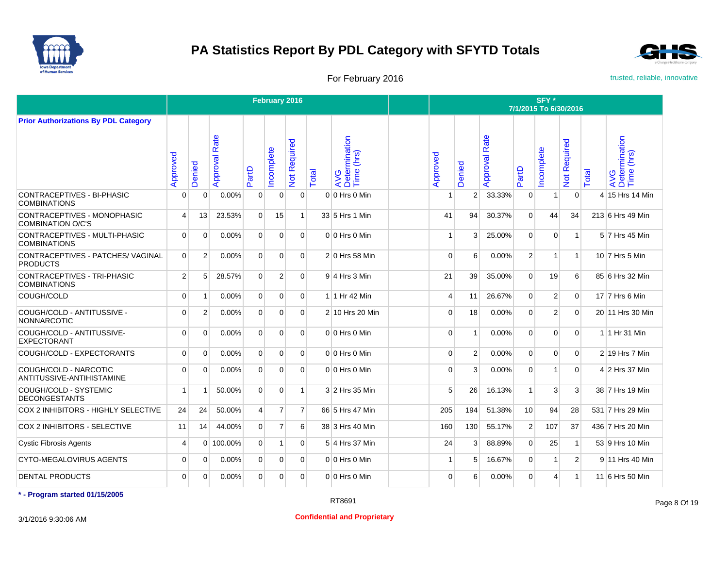# PA Statistics Report By PDL Category with SFYTD Totals

For February 2016

trusted, reliable, innovative

| Prior Authorizations By PDL Category | February 2016 | | | | | | | | | SFY * 7/1/2015 To 6/30/2016 | | | | | | | |
|---|---|---|---|---|---|---|---|---|---|---|---|---|---|---|---|---|---|
| | Approved | Denied | Approval Rate | PartD | Incomplete | Not Required | Total | AVG Determination Time (hrs) | | Approved | Denied | Approval Rate | PartD | Incomplete | Not Required | Total | AVG Determination Time (hrs) |
| CONTRACEPTIVES - BI-PHASIC COMBINATIONS | 0 | 0 | 0.00% | 0 | 0 | 0 | 0 | 0 Hrs 0 Min | | 1 | 2 | 33.33% | 0 | 1 | 0 | 4 | 15 Hrs 14 Min |
| CONTRACEPTIVES - MONOPHASIC COMBINATION O/C'S | 4 | 13 | 23.53% | 0 | 15 | 1 | 33 | 5 Hrs 1 Min | | 41 | 94 | 30.37% | 0 | 44 | 34 | 213 | 6 Hrs 49 Min |
| CONTRACEPTIVES - MULTI-PHASIC COMBINATIONS | 0 | 0 | 0.00% | 0 | 0 | 0 | 0 | 0 Hrs 0 Min | | 1 | 3 | 25.00% | 0 | 0 | 1 | 5 | 7 Hrs 45 Min |
| CONTRACEPTIVES - PATCHES/ VAGINAL PRODUCTS | 0 | 2 | 0.00% | 0 | 0 | 0 | 2 | 0 Hrs 58 Min | | 0 | 6 | 0.00% | 2 | 1 | 1 | 10 | 7 Hrs 5 Min |
| CONTRACEPTIVES - TRI-PHASIC COMBINATIONS | 2 | 5 | 28.57% | 0 | 2 | 0 | 9 | 4 Hrs 3 Min | | 21 | 39 | 35.00% | 0 | 19 | 6 | 85 | 6 Hrs 32 Min |
| COUGH/COLD | 0 | 1 | 0.00% | 0 | 0 | 0 | 1 | 1 Hr 42 Min | | 4 | 11 | 26.67% | 0 | 2 | 0 | 17 | 7 Hrs 6 Min |
| COUGH/COLD - ANTITUSSIVE - NONNARCOTIC | 0 | 2 | 0.00% | 0 | 0 | 0 | 2 | 10 Hrs 20 Min | | 0 | 18 | 0.00% | 0 | 2 | 0 | 20 | 11 Hrs 30 Min |
| COUGH/COLD - ANTITUSSIVE-EXPECTORANT | 0 | 0 | 0.00% | 0 | 0 | 0 | 0 | 0 Hrs 0 Min | | 0 | 1 | 0.00% | 0 | 0 | 0 | 1 | 1 Hr 31 Min |
| COUGH/COLD - EXPECTORANTS | 0 | 0 | 0.00% | 0 | 0 | 0 | 0 | 0 Hrs 0 Min | | 0 | 2 | 0.00% | 0 | 0 | 0 | 2 | 19 Hrs 7 Min |
| COUGH/COLD - NARCOTIC ANTITUSSIVE-ANTIHISTAMINE | 0 | 0 | 0.00% | 0 | 0 | 0 | 0 | 0 Hrs 0 Min | | 0 | 3 | 0.00% | 0 | 1 | 0 | 4 | 2 Hrs 37 Min |
| COUGH/COLD - SYSTEMIC DECONGESTANTS | 1 | 1 | 50.00% | 0 | 0 | 1 | 3 | 2 Hrs 35 Min | | 5 | 26 | 16.13% | 1 | 3 | 3 | 38 | 7 Hrs 19 Min |
| COX 2 INHIBITORS - HIGHLY SELECTIVE | 24 | 24 | 50.00% | 4 | 7 | 7 | 66 | 5 Hrs 47 Min | | 205 | 194 | 51.38% | 10 | 94 | 28 | 531 | 7 Hrs 29 Min |
| COX 2 INHIBITORS - SELECTIVE | 11 | 14 | 44.00% | 0 | 7 | 6 | 38 | 3 Hrs 40 Min | | 160 | 130 | 55.17% | 2 | 107 | 37 | 436 | 7 Hrs 20 Min |
| Cystic Fibrosis Agents | 4 | 0 | 100.00% | 0 | 1 | 0 | 5 | 4 Hrs 37 Min | | 24 | 3 | 88.89% | 0 | 25 | 1 | 53 | 9 Hrs 10 Min |
| CYTO-MEGALOVIRUS AGENTS | 0 | 0 | 0.00% | 0 | 0 | 0 | 0 | 0 Hrs 0 Min | | 1 | 5 | 16.67% | 0 | 1 | 2 | 9 | 11 Hrs 40 Min |
| DENTAL PRODUCTS | 0 | 0 | 0.00% | 0 | 0 | 0 | 0 | 0 Hrs 0 Min | | 0 | 6 | 0.00% | 0 | 4 | 1 | 11 | 6 Hrs 50 Min |

**\* - Program started 01/15/2005**

RT8691

3/1/2016 9:30:06 AM

**Confidential and Proprietary**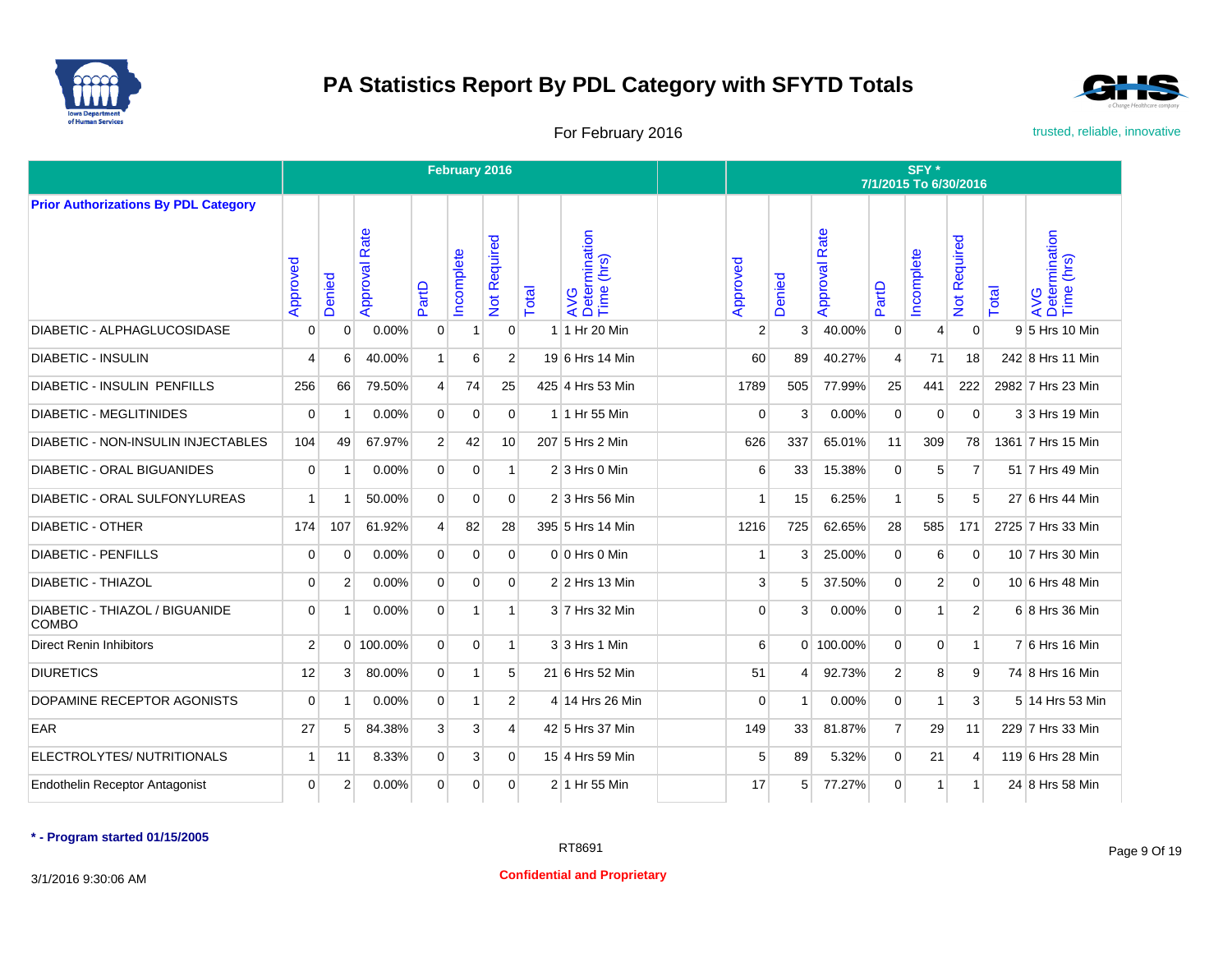# PA Statistics Report By PDL Category with SFYTD Totals

For February 2016

trusted, reliable, innovative

| Prior Authorizations By PDL Category | February 2016 | | | | | | | | | SFY * 7/1/2015 To 6/30/2016 | | | | | | | |
|---|---|---|---|---|---|---|---|---|---|---|---|---|---|---|---|---|---|
| | Approved | Denied | Approval Rate | PartD | Incomplete | Not Required | Total | AVG Determination Time (hrs) | | Approved | Denied | Approval Rate | PartD | Incomplete | Not Required | Total | AVG Determination Time (hrs) |
| DIABETIC - ALPHAGLUCOSIDASE | 0 | 0 | 0.00% | 0 | 1 | 0 | 1 | 1 Hr 20 Min | | 2 | 3 | 40.00% | 0 | 4 | 0 | 9 | 5 Hrs 10 Min |
| DIABETIC - INSULIN | 4 | 6 | 40.00% | 1 | 6 | 2 | 19 | 6 Hrs 14 Min | | 60 | 89 | 40.27% | 4 | 71 | 18 | 242 | 8 Hrs 11 Min |
| DIABETIC - INSULIN PENFILLS | 256 | 66 | 79.50% | 4 | 74 | 25 | 425 | 4 Hrs 53 Min | | 1789 | 505 | 77.99% | 25 | 441 | 222 | 2982 | 7 Hrs 23 Min |
| DIABETIC - MEGLITINIDES | 0 | 1 | 0.00% | 0 | 0 | 0 | 1 | 1 Hr 55 Min | | 0 | 3 | 0.00% | 0 | 0 | 0 | 3 | 3 Hrs 19 Min |
| DIABETIC - NON-INSULIN INJECTABLES | 104 | 49 | 67.97% | 2 | 42 | 10 | 207 | 5 Hrs 2 Min | | 626 | 337 | 65.01% | 11 | 309 | 78 | 1361 | 7 Hrs 15 Min |
| DIABETIC - ORAL BIGUANIDES | 0 | 1 | 0.00% | 0 | 0 | 1 | 2 | 3 Hrs 0 Min | | 6 | 33 | 15.38% | 0 | 5 | 7 | 51 | 7 Hrs 49 Min |
| DIABETIC - ORAL SULFONYLUREAS | 1 | 1 | 50.00% | 0 | 0 | 0 | 2 | 3 Hrs 56 Min | | 1 | 15 | 6.25% | 1 | 5 | 5 | 27 | 6 Hrs 44 Min |
| DIABETIC - OTHER | 174 | 107 | 61.92% | 4 | 82 | 28 | 395 | 5 Hrs 14 Min | | 1216 | 725 | 62.65% | 28 | 585 | 171 | 2725 | 7 Hrs 33 Min |
| DIABETIC - PENFILLS | 0 | 0 | 0.00% | 0 | 0 | 0 | 0 | 0 Hrs 0 Min | | 1 | 3 | 25.00% | 0 | 6 | 0 | 10 | 7 Hrs 30 Min |
| DIABETIC - THIAZOL | 0 | 2 | 0.00% | 0 | 0 | 0 | 2 | 2 Hrs 13 Min | | 3 | 5 | 37.50% | 0 | 2 | 0 | 10 | 6 Hrs 48 Min |
| DIABETIC - THIAZOL / BIGUANIDE COMBO | 0 | 1 | 0.00% | 0 | 1 | 1 | 3 | 7 Hrs 32 Min | | 0 | 3 | 0.00% | 0 | 1 | 2 | 6 | 8 Hrs 36 Min |
| Direct Renin Inhibitors | 2 | 0 | 100.00% | 0 | 0 | 1 | 3 | 3 Hrs 1 Min | | 6 | 0 | 100.00% | 0 | 0 | 1 | 7 | 6 Hrs 16 Min |
| DIURETICS | 12 | 3 | 80.00% | 0 | 1 | 5 | 21 | 6 Hrs 52 Min | | 51 | 4 | 92.73% | 2 | 8 | 9 | 74 | 8 Hrs 16 Min |
| DOPAMINE RECEPTOR AGONISTS | 0 | 1 | 0.00% | 0 | 1 | 2 | 4 | 14 Hrs 26 Min | | 0 | 1 | 0.00% | 0 | 1 | 3 | 5 | 14 Hrs 53 Min |
| EAR | 27 | 5 | 84.38% | 3 | 3 | 4 | 42 | 5 Hrs 37 Min | | 149 | 33 | 81.87% | 7 | 29 | 11 | 229 | 7 Hrs 33 Min |
| ELECTROLYTES/ NUTRITIONALS | 1 | 11 | 8.33% | 0 | 3 | 0 | 15 | 4 Hrs 59 Min | | 5 | 89 | 5.32% | 0 | 21 | 4 | 119 | 6 Hrs 28 Min |
| Endothelin Receptor Antagonist | 0 | 2 | 0.00% | 0 | 0 | 0 | 2 | 1 Hr 55 Min | | 17 | 5 | 77.27% | 0 | 1 | 1 | 24 | 8 Hrs 58 Min |

**\* - Program started 01/15/2005**

RT8691

3/1/2016 9:30:06 AM

**Confidential and Proprietary**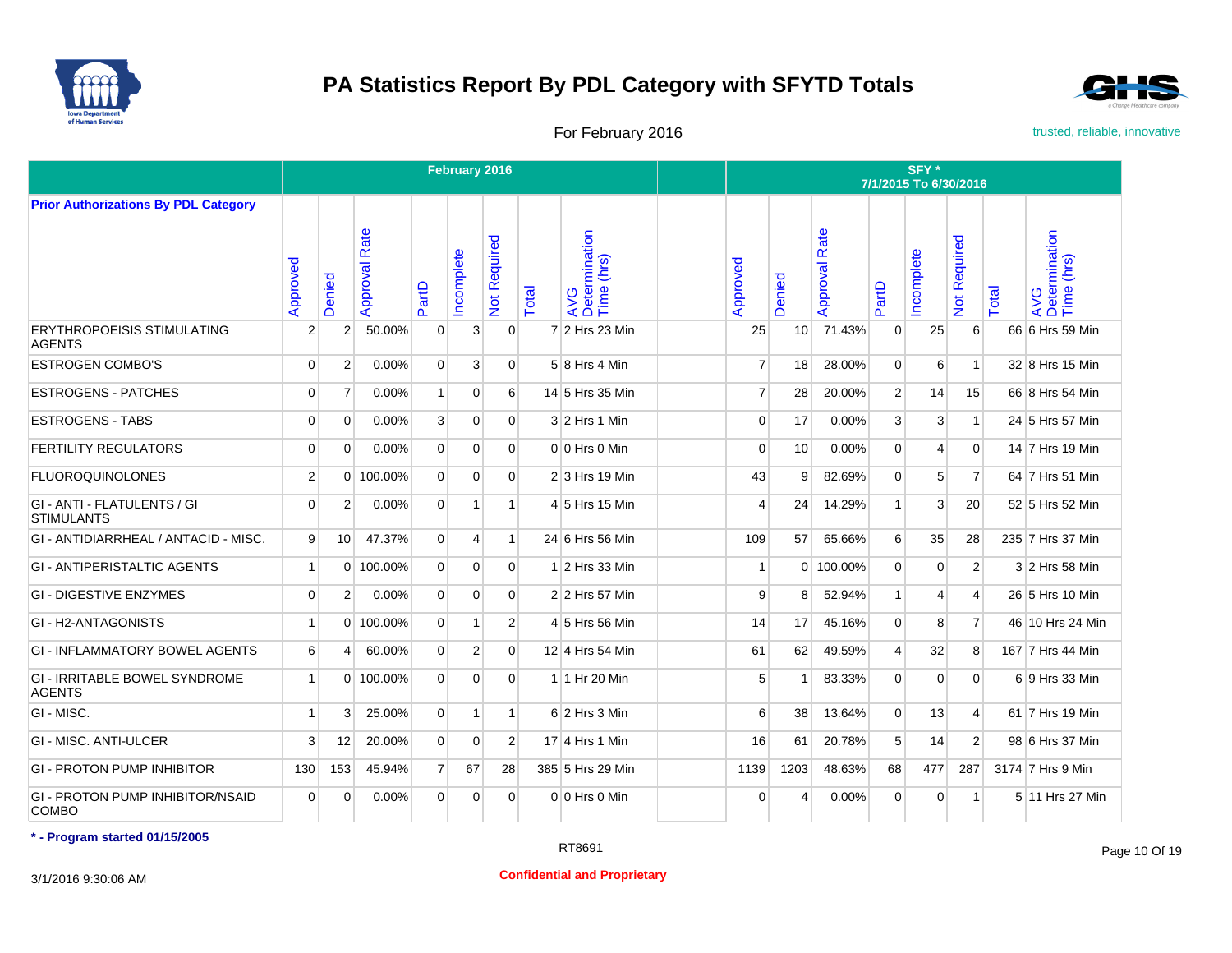# PA Statistics Report By PDL Category with SFYTD Totals

For February 2016

trusted, reliable, innovative

| Prior Authorizations By PDL Category | February 2016 | | | | | | | | | SFY * 7/1/2015 To 6/30/2016 | | | | | | | |
|---|---|---|---|---|---|---|---|---|---|---|---|---|---|---|---|---|---|
| | Approved | Denied | Approval Rate | PartD | Incomplete | Not Required | Total | AVG Determination Time (hrs) | | Approved | Denied | Approval Rate | PartD | Incomplete | Not Required | Total | AVG Determination Time (hrs) |
| ERYTHROPOEISIS STIMULATING AGENTS | 2 | 2 | 50.00% | 0 | 3 | 0 | 7 | 2 Hrs 23 Min | | 25 | 10 | 71.43% | 0 | 25 | 6 | 66 | 6 Hrs 59 Min |
| ESTROGEN COMBO'S | 0 | 2 | 0.00% | 0 | 3 | 0 | 5 | 8 Hrs 4 Min | | 7 | 18 | 28.00% | 0 | 6 | 1 | 32 | 8 Hrs 15 Min |
| ESTROGENS - PATCHES | 0 | 7 | 0.00% | 1 | 0 | 6 | 14 | 5 Hrs 35 Min | | 7 | 28 | 20.00% | 2 | 14 | 15 | 66 | 8 Hrs 54 Min |
| ESTROGENS - TABS | 0 | 0 | 0.00% | 3 | 0 | 0 | 3 | 2 Hrs 1 Min | | 0 | 17 | 0.00% | 3 | 3 | 1 | 24 | 5 Hrs 57 Min |
| FERTILITY REGULATORS | 0 | 0 | 0.00% | 0 | 0 | 0 | 0 | 0 Hrs 0 Min | | 0 | 10 | 0.00% | 0 | 4 | 0 | 14 | 7 Hrs 19 Min |
| FLUOROQUINOLONES | 2 | 0 | 100.00% | 0 | 0 | 0 | 2 | 3 Hrs 19 Min | | 43 | 9 | 82.69% | 0 | 5 | 7 | 64 | 7 Hrs 51 Min |
| GI - ANTI - FLATULENTS / GI STIMULANTS | 0 | 2 | 0.00% | 0 | 1 | 1 | 4 | 5 Hrs 15 Min | | 4 | 24 | 14.29% | 1 | 3 | 20 | 52 | 5 Hrs 52 Min |
| GI - ANTIDIARRHEAL / ANTACID - MISC. | 9 | 10 | 47.37% | 0 | 4 | 1 | 24 | 6 Hrs 56 Min | | 109 | 57 | 65.66% | 6 | 35 | 28 | 235 | 7 Hrs 37 Min |
| GI - ANTIPERISTALTIC AGENTS | 1 | 0 | 100.00% | 0 | 0 | 0 | 1 | 2 Hrs 33 Min | | 1 | 0 | 100.00% | 0 | 0 | 2 | 3 | 2 Hrs 58 Min |
| GI - DIGESTIVE ENZYMES | 0 | 2 | 0.00% | 0 | 0 | 0 | 2 | 2 Hrs 57 Min | | 9 | 8 | 52.94% | 1 | 4 | 4 | 26 | 5 Hrs 10 Min |
| GI - H2-ANTAGONISTS | 1 | 0 | 100.00% | 0 | 1 | 2 | 4 | 5 Hrs 56 Min | | 14 | 17 | 45.16% | 0 | 8 | 7 | 46 | 10 Hrs 24 Min |
| GI - INFLAMMATORY BOWEL AGENTS | 6 | 4 | 60.00% | 0 | 2 | 0 | 12 | 4 Hrs 54 Min | | 61 | 62 | 49.59% | 4 | 32 | 8 | 167 | 7 Hrs 44 Min |
| GI - IRRITABLE BOWEL SYNDROME AGENTS | 1 | 0 | 100.00% | 0 | 0 | 0 | 1 | 1 Hr 20 Min | | 5 | 1 | 83.33% | 0 | 0 | 0 | 6 | 9 Hrs 33 Min |
| GI - MISC. | 1 | 3 | 25.00% | 0 | 1 | 1 | 6 | 2 Hrs 3 Min | | 6 | 38 | 13.64% | 0 | 13 | 4 | 61 | 7 Hrs 19 Min |
| GI - MISC. ANTI-ULCER | 3 | 12 | 20.00% | 0 | 0 | 2 | 17 | 4 Hrs 1 Min | | 16 | 61 | 20.78% | 5 | 14 | 2 | 98 | 6 Hrs 37 Min |
| GI - PROTON PUMP INHIBITOR | 130 | 153 | 45.94% | 7 | 67 | 28 | 385 | 5 Hrs 29 Min | | 1139 | 1203 | 48.63% | 68 | 477 | 287 | 3174 | 7 Hrs 9 Min |
| GI - PROTON PUMP INHIBITOR/NSAID COMBO | 0 | 0 | 0.00% | 0 | 0 | 0 | 0 | 0 Hrs 0 Min | | 0 | 4 | 0.00% | 0 | 0 | 1 | 5 | 11 Hrs 27 Min |

**\* - Program started 01/15/2005**

RT8691

3/1/2016 9:30:06 AM

**Confidential and Proprietary**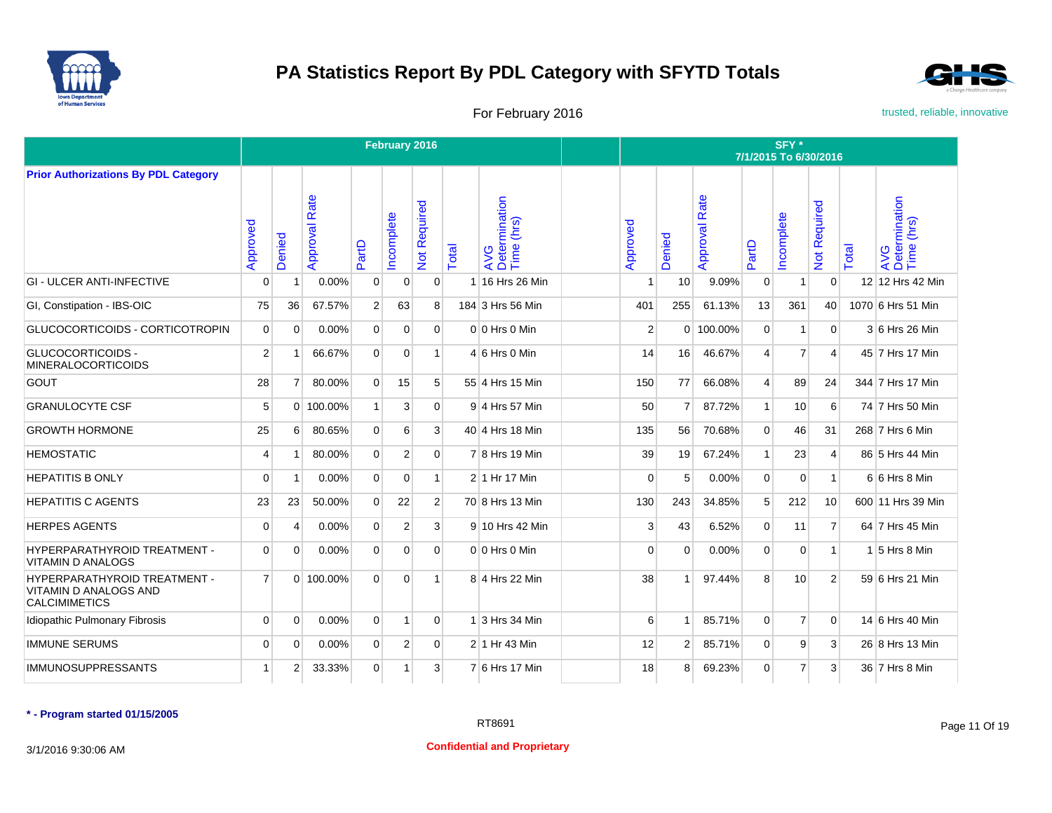# PA Statistics Report By PDL Category with SFYTD Totals

For February 2016

trusted, reliable, innovative

| Prior Authorizations By PDL Category | February 2016 | | | | | | | | | SFY * 7/1/2015 To 6/30/2016 | | | | | | | |
|---|---|---|---|---|---|---|---|---|---|---|---|---|---|---|---|---|---|
| | Approved | Denied | Approval Rate | PartD | Incomplete | Not Required | Total | AVG Determination Time (hrs) | | Approved | Denied | Approval Rate | PartD | Incomplete | Not Required | Total | AVG Determination Time (hrs) |
| GI - ULCER ANTI-INFECTIVE | 0 | 1 | 0.00% | 0 | 0 | 0 | 1 | 16 Hrs 26 Min | | 1 | 10 | 9.09% | 0 | 1 | 0 | 12 | 12 Hrs 42 Min |
| GI, Constipation - IBS-OIC | 75 | 36 | 67.57% | 2 | 63 | 8 | 184 | 3 Hrs 56 Min | | 401 | 255 | 61.13% | 13 | 361 | 40 | 1070 | 6 Hrs 51 Min |
| GLUCOCORTICOIDS - CORTICOTROPIN | 0 | 0 | 0.00% | 0 | 0 | 0 | 0 | 0 Hrs 0 Min | | 2 | 0 | 100.00% | 0 | 1 | 0 | 3 | 6 Hrs 26 Min |
| GLUCOCORTICOIDS - MINERALOCORTICOIDS | 2 | 1 | 66.67% | 0 | 0 | 1 | 4 | 6 Hrs 0 Min | | 14 | 16 | 46.67% | 4 | 7 | 4 | 45 | 7 Hrs 17 Min |
| GOUT | 28 | 7 | 80.00% | 0 | 15 | 5 | 55 | 4 Hrs 15 Min | | 150 | 77 | 66.08% | 4 | 89 | 24 | 344 | 7 Hrs 17 Min |
| GRANULOCYTE CSF | 5 | 0 | 100.00% | 1 | 3 | 0 | 9 | 4 Hrs 57 Min | | 50 | 7 | 87.72% | 1 | 10 | 6 | 74 | 7 Hrs 50 Min |
| GROWTH HORMONE | 25 | 6 | 80.65% | 0 | 6 | 3 | 40 | 4 Hrs 18 Min | | 135 | 56 | 70.68% | 0 | 46 | 31 | 268 | 7 Hrs 6 Min |
| HEMOSTATIC | 4 | 1 | 80.00% | 0 | 2 | 0 | 7 | 8 Hrs 19 Min | | 39 | 19 | 67.24% | 1 | 23 | 4 | 86 | 5 Hrs 44 Min |
| HEPATITIS B ONLY | 0 | 1 | 0.00% | 0 | 0 | 1 | 2 | 1 Hr 17 Min | | 0 | 5 | 0.00% | 0 | 0 | 1 | 6 | 6 Hrs 8 Min |
| HEPATITIS C AGENTS | 23 | 23 | 50.00% | 0 | 22 | 2 | 70 | 8 Hrs 13 Min | | 130 | 243 | 34.85% | 5 | 212 | 10 | 600 | 11 Hrs 39 Min |
| HERPES AGENTS | 0 | 4 | 0.00% | 0 | 2 | 3 | 9 | 10 Hrs 42 Min | | 3 | 43 | 6.52% | 0 | 11 | 7 | 64 | 7 Hrs 45 Min |
| HYPERPARATHYROID TREATMENT - VITAMIN D ANALOGS | 0 | 0 | 0.00% | 0 | 0 | 0 | 0 | 0 Hrs 0 Min | | 0 | 0 | 0.00% | 0 | 0 | 1 | 1 | 5 Hrs 8 Min |
| HYPERPARATHYROID TREATMENT - VITAMIN D ANALOGS AND CALCIMIMETICS | 7 | 0 | 100.00% | 0 | 0 | 1 | 8 | 4 Hrs 22 Min | | 38 | 1 | 97.44% | 8 | 10 | 2 | 59 | 6 Hrs 21 Min |
| Idiopathic Pulmonary Fibrosis | 0 | 0 | 0.00% | 0 | 1 | 0 | 1 | 3 Hrs 34 Min | | 6 | 1 | 85.71% | 0 | 7 | 0 | 14 | 6 Hrs 40 Min |
| IMMUNE SERUMS | 0 | 0 | 0.00% | 0 | 2 | 0 | 2 | 1 Hr 43 Min | | 12 | 2 | 85.71% | 0 | 9 | 3 | 26 | 8 Hrs 13 Min |
| IMMUNOSUPPRESSANTS | 1 | 2 | 33.33% | 0 | 1 | 3 | 7 | 6 Hrs 17 Min | | 18 | 8 | 69.23% | 0 | 7 | 3 | 36 | 7 Hrs 8 Min |

**\* - Program started 01/15/2005**

RT8691

3/1/2016 9:30:06 AM

**Confidential and Proprietary**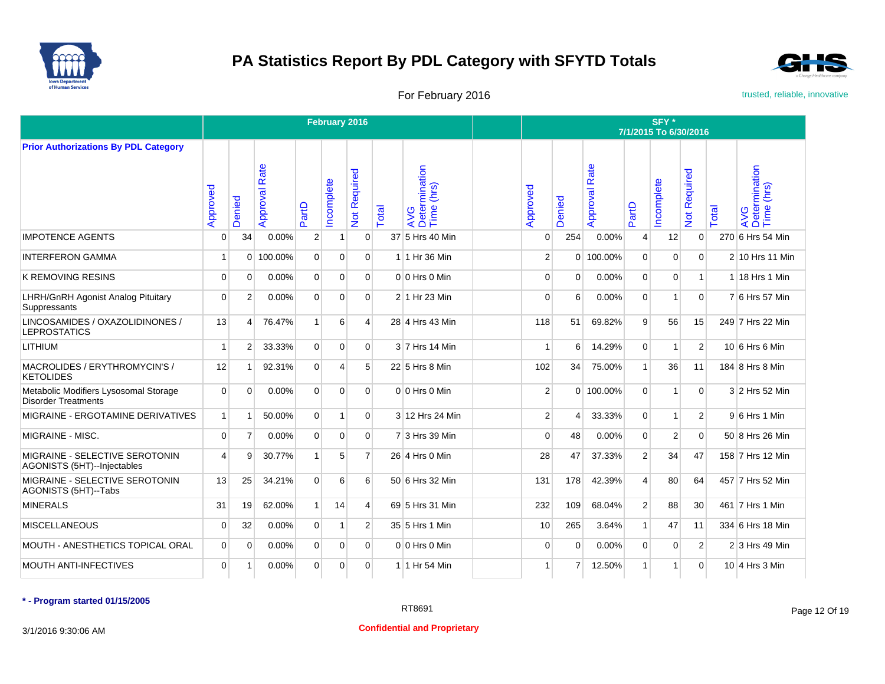# PA Statistics Report By PDL Category with SFYTD Totals

For February 2016

trusted, reliable, innovative

| Prior Authorizations By PDL Category | February 2016 | | | | | | | | | SFY * 7/1/2015 To 6/30/2016 | | | | | | | |
|---|---|---|---|---|---|---|---|---|---|---|---|---|---|---|---|---|---|
| | Approved | Denied | Approval Rate | PartD | Incomplete | Not Required | Total | AVG Determination Time (hrs) | | Approved | Denied | Approval Rate | PartD | Incomplete | Not Required | Total | AVG Determination Time (hrs) |
| IMPOTENCE AGENTS | 0 | 34 | 0.00% | 2 | 1 | 0 | 37 | 5 Hrs 40 Min | | 0 | 254 | 0.00% | 4 | 12 | 0 | 270 | 6 Hrs 54 Min |
| INTERFERON GAMMA | 1 | 0 | 100.00% | 0 | 0 | 0 | 1 | 1 Hr 36 Min | | 2 | 0 | 100.00% | 0 | 0 | 0 | 2 | 10 Hrs 11 Min |
| K REMOVING RESINS | 0 | 0 | 0.00% | 0 | 0 | 0 | 0 | 0 Hrs 0 Min | | 0 | 0 | 0.00% | 0 | 0 | 1 | 1 | 18 Hrs 1 Min |
| LHRH/GnRH Agonist Analog Pituitary Suppressants | 0 | 2 | 0.00% | 0 | 0 | 0 | 2 | 1 Hr 23 Min | | 0 | 6 | 0.00% | 0 | 1 | 0 | 7 | 6 Hrs 57 Min |
| LINCOSAMIDES / OXAZOLIDINONES / LEPROSTATICS | 13 | 4 | 76.47% | 1 | 6 | 4 | 28 | 4 Hrs 43 Min | | 118 | 51 | 69.82% | 9 | 56 | 15 | 249 | 7 Hrs 22 Min |
| LITHIUM | 1 | 2 | 33.33% | 0 | 0 | 0 | 3 | 7 Hrs 14 Min | | 1 | 6 | 14.29% | 0 | 1 | 2 | 10 | 6 Hrs 6 Min |
| MACROLIDES / ERYTHROMYCIN'S / KETOLIDES | 12 | 1 | 92.31% | 0 | 4 | 5 | 22 | 5 Hrs 8 Min | | 102 | 34 | 75.00% | 1 | 36 | 11 | 184 | 8 Hrs 8 Min |
| Metabolic Modifiers Lysosomal Storage Disorder Treatments | 0 | 0 | 0.00% | 0 | 0 | 0 | 0 | 0 Hrs 0 Min | | 2 | 0 | 100.00% | 0 | 1 | 0 | 3 | 2 Hrs 52 Min |
| MIGRAINE - ERGOTAMINE DERIVATIVES | 1 | 1 | 50.00% | 0 | 1 | 0 | 3 | 12 Hrs 24 Min | | 2 | 4 | 33.33% | 0 | 1 | 2 | 9 | 6 Hrs 1 Min |
| MIGRAINE - MISC. | 0 | 7 | 0.00% | 0 | 0 | 0 | 7 | 3 Hrs 39 Min | | 0 | 48 | 0.00% | 0 | 2 | 0 | 50 | 8 Hrs 26 Min |
| MIGRAINE - SELECTIVE SEROTONIN AGONISTS (5HT)--Injectables | 4 | 9 | 30.77% | 1 | 5 | 7 | 26 | 4 Hrs 0 Min | | 28 | 47 | 37.33% | 2 | 34 | 47 | 158 | 7 Hrs 12 Min |
| MIGRAINE - SELECTIVE SEROTONIN AGONISTS (5HT)--Tabs | 13 | 25 | 34.21% | 0 | 6 | 6 | 50 | 6 Hrs 32 Min | | 131 | 178 | 42.39% | 4 | 80 | 64 | 457 | 7 Hrs 52 Min |
| MINERALS | 31 | 19 | 62.00% | 1 | 14 | 4 | 69 | 5 Hrs 31 Min | | 232 | 109 | 68.04% | 2 | 88 | 30 | 461 | 7 Hrs 1 Min |
| MISCELLANEOUS | 0 | 32 | 0.00% | 0 | 1 | 2 | 35 | 5 Hrs 1 Min | | 10 | 265 | 3.64% | 1 | 47 | 11 | 334 | 6 Hrs 18 Min |
| MOUTH - ANESTHETICS TOPICAL ORAL | 0 | 0 | 0.00% | 0 | 0 | 0 | 0 | 0 Hrs 0 Min | | 0 | 0 | 0.00% | 0 | 0 | 2 | 2 | 3 Hrs 49 Min |
| MOUTH ANTI-INFECTIVES | 0 | 1 | 0.00% | 0 | 0 | 0 | 1 | 1 Hr 54 Min | | 1 | 7 | 12.50% | 1 | 1 | 0 | 10 | 4 Hrs 3 Min |

**\* - Program started 01/15/2005**

RT8691

3/1/2016 9:30:06 AM

**Confidential and Proprietary**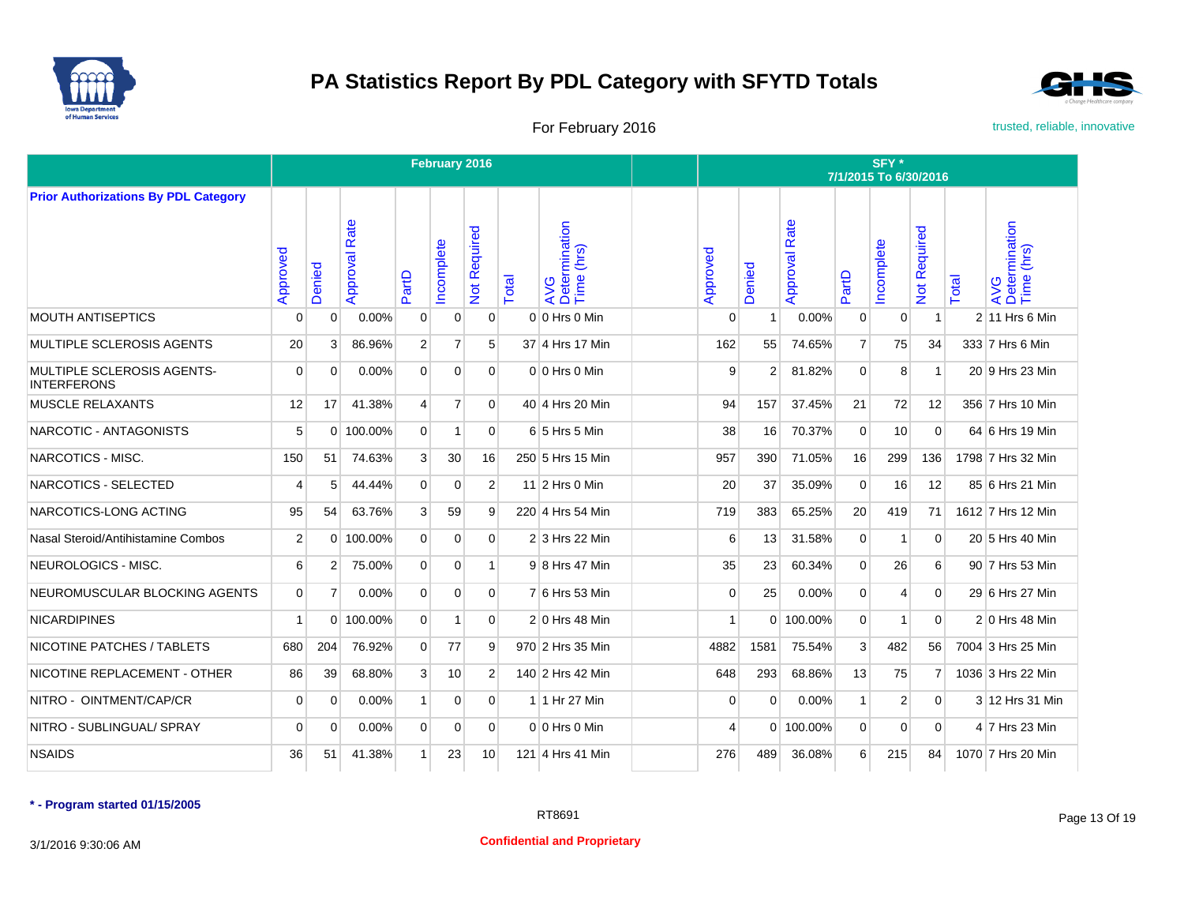# PA Statistics Report By PDL Category with SFYTD Totals

For February 2016

trusted, reliable, innovative

| Prior Authorizations By PDL Category | February 2016 | | | | | | | | | SFY * 7/1/2015 To 6/30/2016 | | | | | | | |
|---|---|---|---|---|---|---|---|---|---|---|---|---|---|---|---|---|---|
| | Approved | Denied | Approval Rate | PartD | Incomplete | Not Required | Total | AVG Determination Time (hrs) | | Approved | Denied | Approval Rate | PartD | Incomplete | Not Required | Total | AVG Determination Time (hrs) |
| MOUTH ANTISEPTICS | 0 | 0 | 0.00% | 0 | 0 | 0 | 0 | 0 Hrs 0 Min | | 0 | 1 | 0.00% | 0 | 0 | 1 | 2 | 11 Hrs 6 Min |
| MULTIPLE SCLEROSIS AGENTS | 20 | 3 | 86.96% | 2 | 7 | 5 | 37 | 4 Hrs 17 Min | | 162 | 55 | 74.65% | 7 | 75 | 34 | 333 | 7 Hrs 6 Min |
| MULTIPLE SCLEROSIS AGENTS-INTERFERONS | 0 | 0 | 0.00% | 0 | 0 | 0 | 0 | 0 Hrs 0 Min | | 9 | 2 | 81.82% | 0 | 8 | 1 | 20 | 9 Hrs 23 Min |
| MUSCLE RELAXANTS | 12 | 17 | 41.38% | 4 | 7 | 0 | 40 | 4 Hrs 20 Min | | 94 | 157 | 37.45% | 21 | 72 | 12 | 356 | 7 Hrs 10 Min |
| NARCOTIC - ANTAGONISTS | 5 | 0 | 100.00% | 0 | 1 | 0 | 6 | 5 Hrs 5 Min | | 38 | 16 | 70.37% | 0 | 10 | 0 | 64 | 6 Hrs 19 Min |
| NARCOTICS - MISC. | 150 | 51 | 74.63% | 3 | 30 | 16 | 250 | 5 Hrs 15 Min | | 957 | 390 | 71.05% | 16 | 299 | 136 | 1798 | 7 Hrs 32 Min |
| NARCOTICS - SELECTED | 4 | 5 | 44.44% | 0 | 0 | 2 | 11 | 2 Hrs 0 Min | | 20 | 37 | 35.09% | 0 | 16 | 12 | 85 | 6 Hrs 21 Min |
| NARCOTICS-LONG ACTING | 95 | 54 | 63.76% | 3 | 59 | 9 | 220 | 4 Hrs 54 Min | | 719 | 383 | 65.25% | 20 | 419 | 71 | 1612 | 7 Hrs 12 Min |
| Nasal Steroid/Antihistamine Combos | 2 | 0 | 100.00% | 0 | 0 | 0 | 2 | 3 Hrs 22 Min | | 6 | 13 | 31.58% | 0 | 1 | 0 | 20 | 5 Hrs 40 Min |
| NEUROLOGICS - MISC. | 6 | 2 | 75.00% | 0 | 0 | 1 | 9 | 8 Hrs 47 Min | | 35 | 23 | 60.34% | 0 | 26 | 6 | 90 | 7 Hrs 53 Min |
| NEUROMUSCULAR BLOCKING AGENTS | 0 | 7 | 0.00% | 0 | 0 | 0 | 7 | 6 Hrs 53 Min | | 0 | 25 | 0.00% | 0 | 4 | 0 | 29 | 6 Hrs 27 Min |
| NICARDIPINES | 1 | 0 | 100.00% | 0 | 1 | 0 | 2 | 0 Hrs 48 Min | | 1 | 0 | 100.00% | 0 | 1 | 0 | 2 | 0 Hrs 48 Min |
| NICOTINE PATCHES / TABLETS | 680 | 204 | 76.92% | 0 | 77 | 9 | 970 | 2 Hrs 35 Min | | 4882 | 1581 | 75.54% | 3 | 482 | 56 | 7004 | 3 Hrs 25 Min |
| NICOTINE REPLACEMENT - OTHER | 86 | 39 | 68.80% | 3 | 10 | 2 | 140 | 2 Hrs 42 Min | | 648 | 293 | 68.86% | 13 | 75 | 7 | 1036 | 3 Hrs 22 Min |
| NITRO - OINTMENT/CAP/CR | 0 | 0 | 0.00% | 1 | 0 | 0 | 1 | 1 Hr 27 Min | | 0 | 0 | 0.00% | 1 | 2 | 0 | 3 | 12 Hrs 31 Min |
| NITRO - SUBLINGUAL/ SPRAY | 0 | 0 | 0.00% | 0 | 0 | 0 | 0 | 0 Hrs 0 Min | | 4 | 0 | 100.00% | 0 | 0 | 0 | 4 | 7 Hrs 23 Min |
| NSAIDS | 36 | 51 | 41.38% | 1 | 23 | 10 | 121 | 4 Hrs 41 Min | | 276 | 489 | 36.08% | 6 | 215 | 84 | 1070 | 7 Hrs 20 Min |

**\* - Program started 01/15/2005**

RT8691

3/1/2016 9:30:06 AM

**Confidential and Proprietary**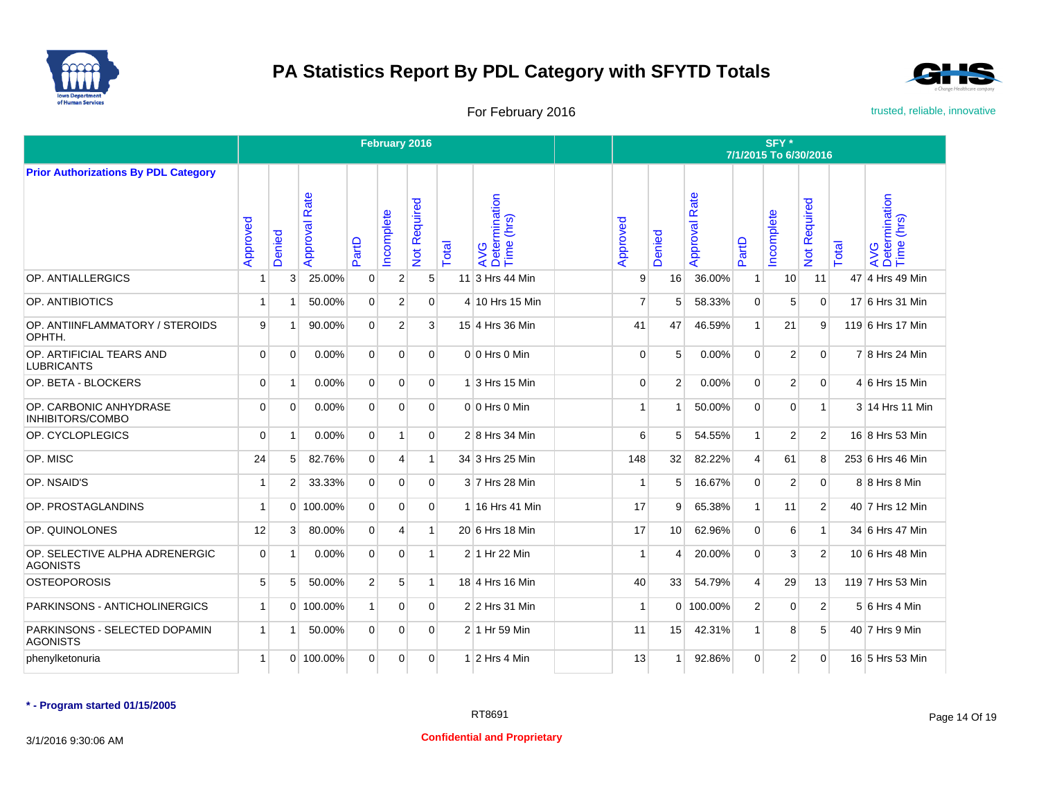# PA Statistics Report By PDL Category with SFYTD Totals

For February 2016

trusted, reliable, innovative

| Prior Authorizations By PDL Category | February 2016 | | | | | | | | | SFY * 7/1/2015 To 6/30/2016 | | | | | | | |
|---|---|---|---|---|---|---|---|---|---|---|---|---|---|---|---|---|---|
| | Approved | Denied | Approval Rate | PartD | Incomplete | Not Required | Total | AVG Determination Time (hrs) | | Approved | Denied | Approval Rate | PartD | Incomplete | Not Required | Total | AVG Determination Time (hrs) |
| OP. ANTIALLERGICS | 1 | 3 | 25.00% | 0 | 2 | 5 | 11 | 3 Hrs 44 Min | | 9 | 16 | 36.00% | 1 | 10 | 11 | 47 | 4 Hrs 49 Min |
| OP. ANTIBIOTICS | 1 | 1 | 50.00% | 0 | 2 | 0 | 4 | 10 Hrs 15 Min | | 7 | 5 | 58.33% | 0 | 5 | 0 | 17 | 6 Hrs 31 Min |
| OP. ANTIINFLAMMATORY / STEROIDS OPHTH. | 9 | 1 | 90.00% | 0 | 2 | 3 | 15 | 4 Hrs 36 Min | | 41 | 47 | 46.59% | 1 | 21 | 9 | 119 | 6 Hrs 17 Min |
| OP. ARTIFICIAL TEARS AND LUBRICANTS | 0 | 0 | 0.00% | 0 | 0 | 0 | 0 | 0 Hrs 0 Min | | 0 | 5 | 0.00% | 0 | 2 | 0 | 7 | 8 Hrs 24 Min |
| OP. BETA - BLOCKERS | 0 | 1 | 0.00% | 0 | 0 | 0 | 1 | 3 Hrs 15 Min | | 0 | 2 | 0.00% | 0 | 2 | 0 | 4 | 6 Hrs 15 Min |
| OP. CARBONIC ANHYDRASE INHIBITORS/COMBO | 0 | 0 | 0.00% | 0 | 0 | 0 | 0 | 0 Hrs 0 Min | | 1 | 1 | 50.00% | 0 | 0 | 1 | 3 | 14 Hrs 11 Min |
| OP. CYCLOPLEGICS | 0 | 1 | 0.00% | 0 | 1 | 0 | 2 | 8 Hrs 34 Min | | 6 | 5 | 54.55% | 1 | 2 | 2 | 16 | 8 Hrs 53 Min |
| OP. MISC | 24 | 5 | 82.76% | 0 | 4 | 1 | 34 | 3 Hrs 25 Min | | 148 | 32 | 82.22% | 4 | 61 | 8 | 253 | 6 Hrs 46 Min |
| OP. NSAID'S | 1 | 2 | 33.33% | 0 | 0 | 0 | 3 | 7 Hrs 28 Min | | 1 | 5 | 16.67% | 0 | 2 | 0 | 8 | 8 Hrs 8 Min |
| OP. PROSTAGLANDINS | 1 | 0 | 100.00% | 0 | 0 | 0 | 1 | 16 Hrs 41 Min | | 17 | 9 | 65.38% | 1 | 11 | 2 | 40 | 7 Hrs 12 Min |
| OP. QUINOLONES | 12 | 3 | 80.00% | 0 | 4 | 1 | 20 | 6 Hrs 18 Min | | 17 | 10 | 62.96% | 0 | 6 | 1 | 34 | 6 Hrs 47 Min |
| OP. SELECTIVE ALPHA ADRENERGIC AGONISTS | 0 | 1 | 0.00% | 0 | 0 | 1 | 2 | 1 Hr 22 Min | | 1 | 4 | 20.00% | 0 | 3 | 2 | 10 | 6 Hrs 48 Min |
| OSTEOPOROSIS | 5 | 5 | 50.00% | 2 | 5 | 1 | 18 | 4 Hrs 16 Min | | 40 | 33 | 54.79% | 4 | 29 | 13 | 119 | 7 Hrs 53 Min |
| PARKINSONS - ANTICHOLINERGICS | 1 | 0 | 100.00% | 1 | 0 | 0 | 2 | 2 Hrs 31 Min | | 1 | 0 | 100.00% | 2 | 0 | 2 | 5 | 6 Hrs 4 Min |
| PARKINSONS - SELECTED DOPAMIN AGONISTS | 1 | 1 | 50.00% | 0 | 0 | 0 | 2 | 1 Hr 59 Min | | 11 | 15 | 42.31% | 1 | 8 | 5 | 40 | 7 Hrs 9 Min |
| phenylketonuria | 1 | 0 | 100.00% | 0 | 0 | 0 | 1 | 2 Hrs 4 Min | | 13 | 1 | 92.86% | 0 | 2 | 0 | 16 | 5 Hrs 53 Min |

**\* - Program started 01/15/2005**

RT8691

3/1/2016 9:30:06 AM

**Confidential and Proprietary**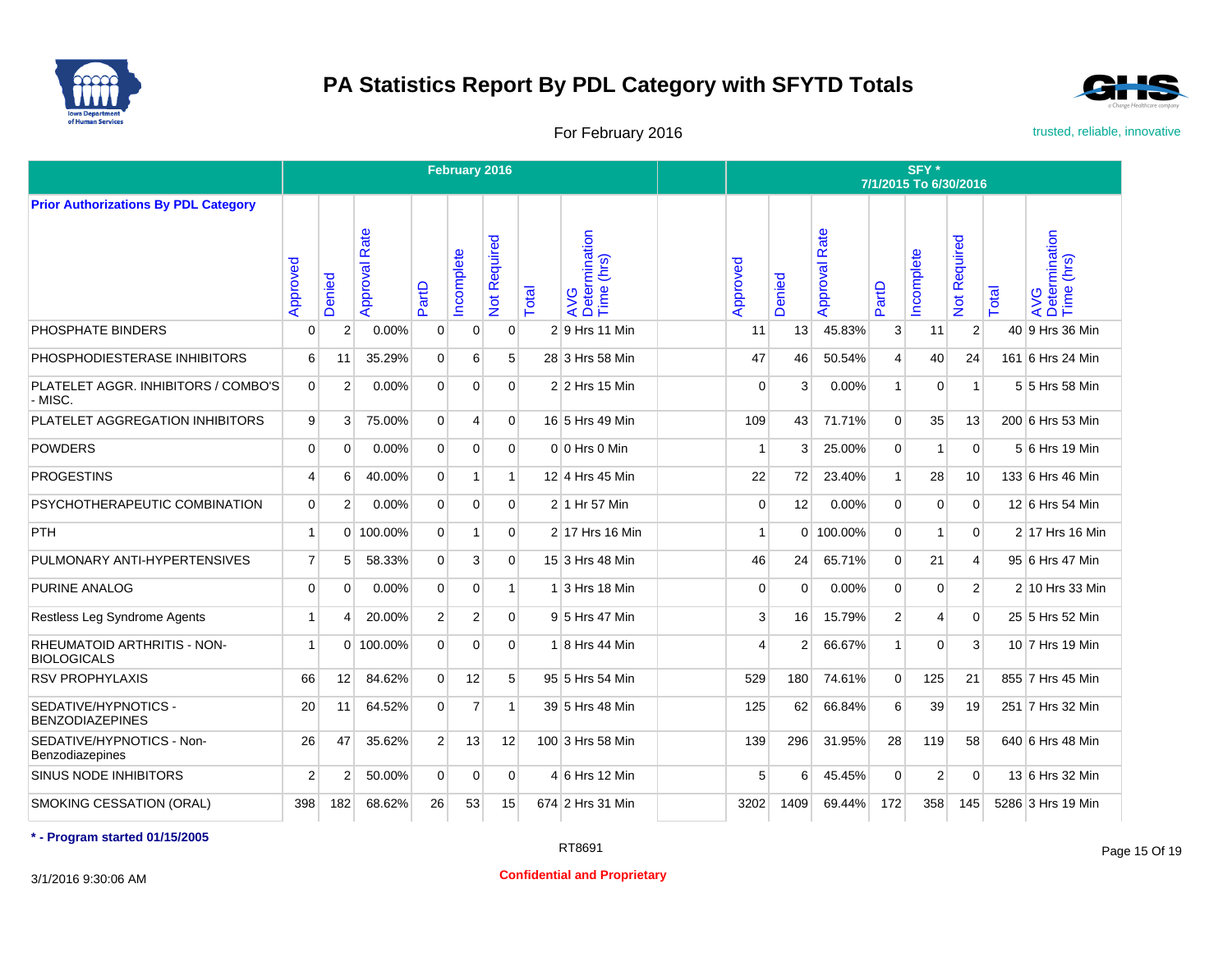# PA Statistics Report By PDL Category with SFYTD Totals

For February 2016

trusted, reliable, innovative

| Prior Authorizations By PDL Category | February 2016 | | | | | | | | | SFY * 7/1/2015 To 6/30/2016 | | | | | | | |
|---|---|---|---|---|---|---|---|---|---|---|---|---|---|---|---|---|---|
| | Approved | Denied | Approval Rate | PartD | Incomplete | Not Required | Total | AVG Determination Time (hrs) | | Approved | Denied | Approval Rate | PartD | Incomplete | Not Required | Total | AVG Determination Time (hrs) |
| PHOSPHATE BINDERS | 0 | 2 | 0.00% | 0 | 0 | 0 | 2 | 9 Hrs 11 Min | | 11 | 13 | 45.83% | 3 | 11 | 2 | 40 | 9 Hrs 36 Min |
| PHOSPHODIESTERASE INHIBITORS | 6 | 11 | 35.29% | 0 | 6 | 5 | 28 | 3 Hrs 58 Min | | 47 | 46 | 50.54% | 4 | 40 | 24 | 161 | 6 Hrs 24 Min |
| PLATELET AGGR. INHIBITORS / COMBO'S - MISC. | 0 | 2 | 0.00% | 0 | 0 | 0 | 2 | 2 Hrs 15 Min | | 0 | 3 | 0.00% | 1 | 0 | 1 | 5 | 5 Hrs 58 Min |
| PLATELET AGGREGATION INHIBITORS | 9 | 3 | 75.00% | 0 | 4 | 0 | 16 | 5 Hrs 49 Min | | 109 | 43 | 71.71% | 0 | 35 | 13 | 200 | 6 Hrs 53 Min |
| POWDERS | 0 | 0 | 0.00% | 0 | 0 | 0 | 0 | 0 Hrs 0 Min | | 1 | 3 | 25.00% | 0 | 1 | 0 | 5 | 6 Hrs 19 Min |
| PROGESTINS | 4 | 6 | 40.00% | 0 | 1 | 1 | 12 | 4 Hrs 45 Min | | 22 | 72 | 23.40% | 1 | 28 | 10 | 133 | 6 Hrs 46 Min |
| PSYCHOTHERAPEUTIC COMBINATION | 0 | 2 | 0.00% | 0 | 0 | 0 | 2 | 1 Hr 57 Min | | 0 | 12 | 0.00% | 0 | 0 | 0 | 12 | 6 Hrs 54 Min |
| PTH | 1 | 0 | 100.00% | 0 | 1 | 0 | 2 | 17 Hrs 16 Min | | 1 | 0 | 100.00% | 0 | 1 | 0 | 2 | 17 Hrs 16 Min |
| PULMONARY ANTI-HYPERTENSIVES | 7 | 5 | 58.33% | 0 | 3 | 0 | 15 | 3 Hrs 48 Min | | 46 | 24 | 65.71% | 0 | 21 | 4 | 95 | 6 Hrs 47 Min |
| PURINE ANALOG | 0 | 0 | 0.00% | 0 | 0 | 1 | 1 | 3 Hrs 18 Min | | 0 | 0 | 0.00% | 0 | 0 | 2 | 2 | 10 Hrs 33 Min |
| Restless Leg Syndrome Agents | 1 | 4 | 20.00% | 2 | 2 | 0 | 9 | 5 Hrs 47 Min | | 3 | 16 | 15.79% | 2 | 4 | 0 | 25 | 5 Hrs 52 Min |
| RHEUMATOID ARTHRITIS - NON-BIOLOGICALS | 1 | 0 | 100.00% | 0 | 0 | 0 | 1 | 8 Hrs 44 Min | | 4 | 2 | 66.67% | 1 | 0 | 3 | 10 | 7 Hrs 19 Min |
| RSV PROPHYLAXIS | 66 | 12 | 84.62% | 0 | 12 | 5 | 95 | 5 Hrs 54 Min | | 529 | 180 | 74.61% | 0 | 125 | 21 | 855 | 7 Hrs 45 Min |
| SEDATIVE/HYPNOTICS - BENZODIAZEPINES | 20 | 11 | 64.52% | 0 | 7 | 1 | 39 | 5 Hrs 48 Min | | 125 | 62 | 66.84% | 6 | 39 | 19 | 251 | 7 Hrs 32 Min |
| SEDATIVE/HYPNOTICS - Non-Benzodiazepines | 26 | 47 | 35.62% | 2 | 13 | 12 | 100 | 3 Hrs 58 Min | | 139 | 296 | 31.95% | 28 | 119 | 58 | 640 | 6 Hrs 48 Min |
| SINUS NODE INHIBITORS | 2 | 2 | 50.00% | 0 | 0 | 0 | 4 | 6 Hrs 12 Min | | 5 | 6 | 45.45% | 0 | 2 | 0 | 13 | 6 Hrs 32 Min |
| SMOKING CESSATION (ORAL) | 398 | 182 | 68.62% | 26 | 53 | 15 | 674 | 2 Hrs 31 Min | | 3202 | 1409 | 69.44% | 172 | 358 | 145 | 5286 | 3 Hrs 19 Min |

**\* - Program started 01/15/2005**

RT8691

3/1/2016 9:30:06 AM

**Confidential and Proprietary**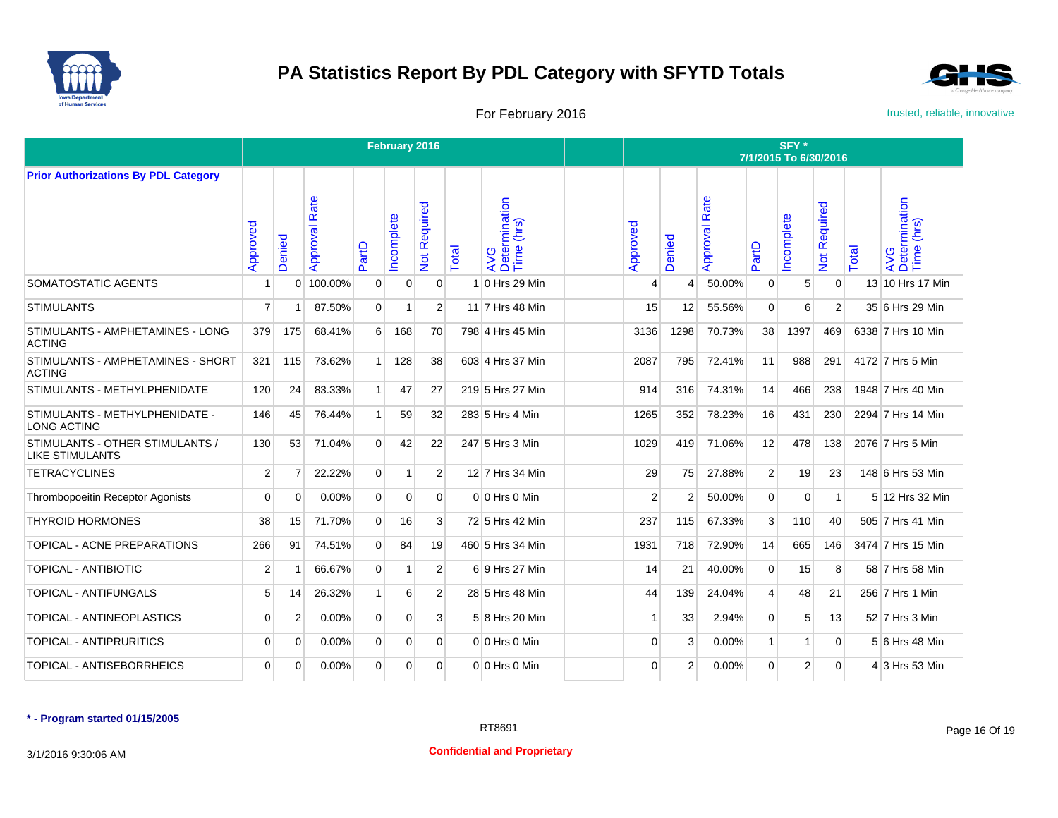# PA Statistics Report By PDL Category with SFYTD Totals

For February 2016

trusted, reliable, innovative

| Prior Authorizations By PDL Category | February 2016 | | | | | | | | | SFY * 7/1/2015 To 6/30/2016 | | | | | | | |
|---|---|---|---|---|---|---|---|---|---|---|---|---|---|---|---|---|---|
| | Approved | Denied | Approval Rate | PartD | Incomplete | Not Required | Total | AVG Determination Time (hrs) | | Approved | Denied | Approval Rate | PartD | Incomplete | Not Required | Total | AVG Determination Time (hrs) |
| SOMATOSTATIC AGENTS | 1 | 0 | 100.00% | 0 | 0 | 0 | 1 | 0 Hrs 29 Min | | 4 | 4 | 50.00% | 0 | 5 | 0 | 13 | 10 Hrs 17 Min |
| STIMULANTS | 7 | 1 | 87.50% | 0 | 1 | 2 | 11 | 7 Hrs 48 Min | | 15 | 12 | 55.56% | 0 | 6 | 2 | 35 | 6 Hrs 29 Min |
| STIMULANTS - AMPHETAMINES - LONG ACTING | 379 | 175 | 68.41% | 6 | 168 | 70 | 798 | 4 Hrs 45 Min | | 3136 | 1298 | 70.73% | 38 | 1397 | 469 | 6338 | 7 Hrs 10 Min |
| STIMULANTS - AMPHETAMINES - SHORT ACTING | 321 | 115 | 73.62% | 1 | 128 | 38 | 603 | 4 Hrs 37 Min | | 2087 | 795 | 72.41% | 11 | 988 | 291 | 4172 | 7 Hrs 5 Min |
| STIMULANTS - METHYLPHENIDATE | 120 | 24 | 83.33% | 1 | 47 | 27 | 219 | 5 Hrs 27 Min | | 914 | 316 | 74.31% | 14 | 466 | 238 | 1948 | 7 Hrs 40 Min |
| STIMULANTS - METHYLPHENIDATE - LONG ACTING | 146 | 45 | 76.44% | 1 | 59 | 32 | 283 | 5 Hrs 4 Min | | 1265 | 352 | 78.23% | 16 | 431 | 230 | 2294 | 7 Hrs 14 Min |
| STIMULANTS - OTHER STIMULANTS / LIKE STIMULANTS | 130 | 53 | 71.04% | 0 | 42 | 22 | 247 | 5 Hrs 3 Min | | 1029 | 419 | 71.06% | 12 | 478 | 138 | 2076 | 7 Hrs 5 Min |
| TETRACYCLINES | 2 | 7 | 22.22% | 0 | 1 | 2 | 12 | 7 Hrs 34 Min | | 29 | 75 | 27.88% | 2 | 19 | 23 | 148 | 6 Hrs 53 Min |
| Thrombopoeitin Receptor Agonists | 0 | 0 | 0.00% | 0 | 0 | 0 | 0 | 0 Hrs 0 Min | | 2 | 2 | 50.00% | 0 | 0 | 1 | 5 | 12 Hrs 32 Min |
| THYROID HORMONES | 38 | 15 | 71.70% | 0 | 16 | 3 | 72 | 5 Hrs 42 Min | | 237 | 115 | 67.33% | 3 | 110 | 40 | 505 | 7 Hrs 41 Min |
| TOPICAL - ACNE PREPARATIONS | 266 | 91 | 74.51% | 0 | 84 | 19 | 460 | 5 Hrs 34 Min | | 1931 | 718 | 72.90% | 14 | 665 | 146 | 3474 | 7 Hrs 15 Min |
| TOPICAL - ANTIBIOTIC | 2 | 1 | 66.67% | 0 | 1 | 2 | 6 | 9 Hrs 27 Min | | 14 | 21 | 40.00% | 0 | 15 | 8 | 58 | 7 Hrs 58 Min |
| TOPICAL - ANTIFUNGALS | 5 | 14 | 26.32% | 1 | 6 | 2 | 28 | 5 Hrs 48 Min | | 44 | 139 | 24.04% | 4 | 48 | 21 | 256 | 7 Hrs 1 Min |
| TOPICAL - ANTINEOPLASTICS | 0 | 2 | 0.00% | 0 | 0 | 3 | 5 | 8 Hrs 20 Min | | 1 | 33 | 2.94% | 0 | 5 | 13 | 52 | 7 Hrs 3 Min |
| TOPICAL - ANTIPRURITICS | 0 | 0 | 0.00% | 0 | 0 | 0 | 0 | 0 Hrs 0 Min | | 0 | 3 | 0.00% | 1 | 1 | 0 | 5 | 6 Hrs 48 Min |
| TOPICAL - ANTISEBORRHEICS | 0 | 0 | 0.00% | 0 | 0 | 0 | 0 | 0 Hrs 0 Min | | 0 | 2 | 0.00% | 0 | 2 | 0 | 4 | 3 Hrs 53 Min |

**\* - Program started 01/15/2005**

RT8691

3/1/2016 9:30:06 AM

**Confidential and Proprietary**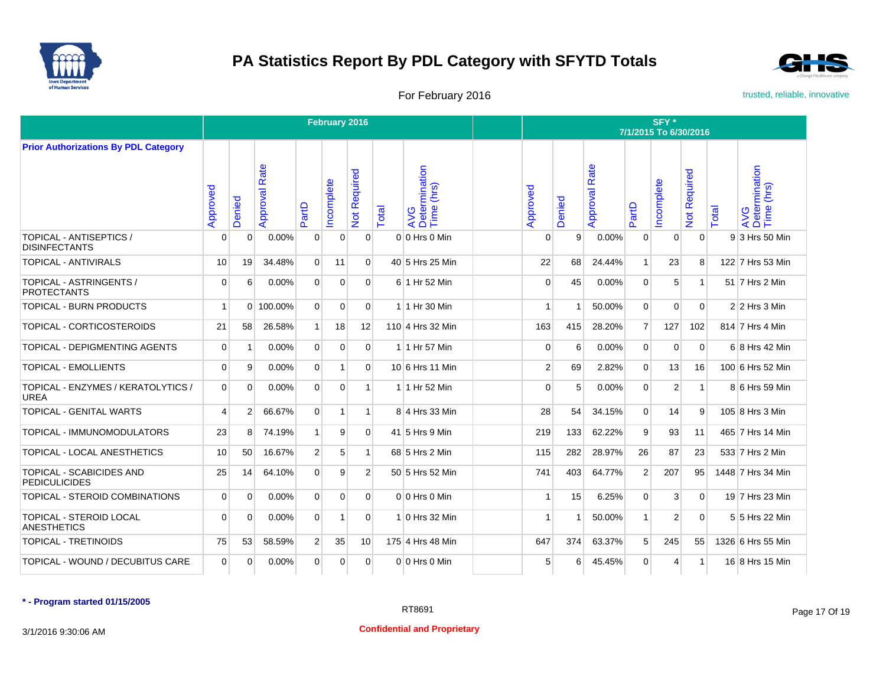# PA Statistics Report By PDL Category with SFYTD Totals

For February 2016

trusted, reliable, innovative

| Prior Authorizations By PDL Category | February 2016 | | | | | | | | | SFY * 7/1/2015 To 6/30/2016 | | | | | | | |
|---|---|---|---|---|---|---|---|---|---|---|---|---|---|---|---|---|---|
| | Approved | Denied | Approval Rate | PartD | Incomplete | Not Required | Total | AVG Determination Time (hrs) | | Approved | Denied | Approval Rate | PartD | Incomplete | Not Required | Total | AVG Determination Time (hrs) |
| TOPICAL - ANTISEPTICS / DISINFECTANTS | 0 | 0 | 0.00% | 0 | 0 | 0 | 0 | 0 Hrs 0 Min | | 0 | 9 | 0.00% | 0 | 0 | 0 | 9 | 3 Hrs 50 Min |
| TOPICAL - ANTIVIRALS | 10 | 19 | 34.48% | 0 | 11 | 0 | 40 | 5 Hrs 25 Min | | 22 | 68 | 24.44% | 1 | 23 | 8 | 122 | 7 Hrs 53 Min |
| TOPICAL - ASTRINGENTS / PROTECTANTS | 0 | 6 | 0.00% | 0 | 0 | 0 | 6 | 1 Hr 52 Min | | 0 | 45 | 0.00% | 0 | 5 | 1 | 51 | 7 Hrs 2 Min |
| TOPICAL - BURN PRODUCTS | 1 | 0 | 100.00% | 0 | 0 | 0 | 1 | 1 Hr 30 Min | | 1 | 1 | 50.00% | 0 | 0 | 0 | 2 | 2 Hrs 3 Min |
| TOPICAL - CORTICOSTEROIDS | 21 | 58 | 26.58% | 1 | 18 | 12 | 110 | 4 Hrs 32 Min | | 163 | 415 | 28.20% | 7 | 127 | 102 | 814 | 7 Hrs 4 Min |
| TOPICAL - DEPIGMENTING AGENTS | 0 | 1 | 0.00% | 0 | 0 | 0 | 1 | 1 Hr 57 Min | | 0 | 6 | 0.00% | 0 | 0 | 0 | 6 | 8 Hrs 42 Min |
| TOPICAL - EMOLLIENTS | 0 | 9 | 0.00% | 0 | 1 | 0 | 10 | 6 Hrs 11 Min | | 2 | 69 | 2.82% | 0 | 13 | 16 | 100 | 6 Hrs 52 Min |
| TOPICAL - ENZYMES / KERATOLYTICS / UREA | 0 | 0 | 0.00% | 0 | 0 | 1 | 1 | 1 Hr 52 Min | | 0 | 5 | 0.00% | 0 | 2 | 1 | 8 | 6 Hrs 59 Min |
| TOPICAL - GENITAL WARTS | 4 | 2 | 66.67% | 0 | 1 | 1 | 8 | 4 Hrs 33 Min | | 28 | 54 | 34.15% | 0 | 14 | 9 | 105 | 8 Hrs 3 Min |
| TOPICAL - IMMUNOMODULATORS | 23 | 8 | 74.19% | 1 | 9 | 0 | 41 | 5 Hrs 9 Min | | 219 | 133 | 62.22% | 9 | 93 | 11 | 465 | 7 Hrs 14 Min |
| TOPICAL - LOCAL ANESTHETICS | 10 | 50 | 16.67% | 2 | 5 | 1 | 68 | 5 Hrs 2 Min | | 115 | 282 | 28.97% | 26 | 87 | 23 | 533 | 7 Hrs 2 Min |
| TOPICAL - SCABICIDES AND PEDICULICIDES | 25 | 14 | 64.10% | 0 | 9 | 2 | 50 | 5 Hrs 52 Min | | 741 | 403 | 64.77% | 2 | 207 | 95 | 1448 | 7 Hrs 34 Min |
| TOPICAL - STEROID COMBINATIONS | 0 | 0 | 0.00% | 0 | 0 | 0 | 0 | 0 Hrs 0 Min | | 1 | 15 | 6.25% | 0 | 3 | 0 | 19 | 7 Hrs 23 Min |
| TOPICAL - STEROID LOCAL ANESTHETICS | 0 | 0 | 0.00% | 0 | 1 | 0 | 1 | 0 Hrs 32 Min | | 1 | 1 | 50.00% | 1 | 2 | 0 | 5 | 5 Hrs 22 Min |
| TOPICAL - TRETINOIDS | 75 | 53 | 58.59% | 2 | 35 | 10 | 175 | 4 Hrs 48 Min | | 647 | 374 | 63.37% | 5 | 245 | 55 | 1326 | 6 Hrs 55 Min |
| TOPICAL - WOUND / DECUBITUS CARE | 0 | 0 | 0.00% | 0 | 0 | 0 | 0 | 0 Hrs 0 Min | | 5 | 6 | 45.45% | 0 | 4 | 1 | 16 | 8 Hrs 15 Min |

**\* - Program started 01/15/2005**

RT8691

3/1/2016 9:30:06 AM

**Confidential and Proprietary**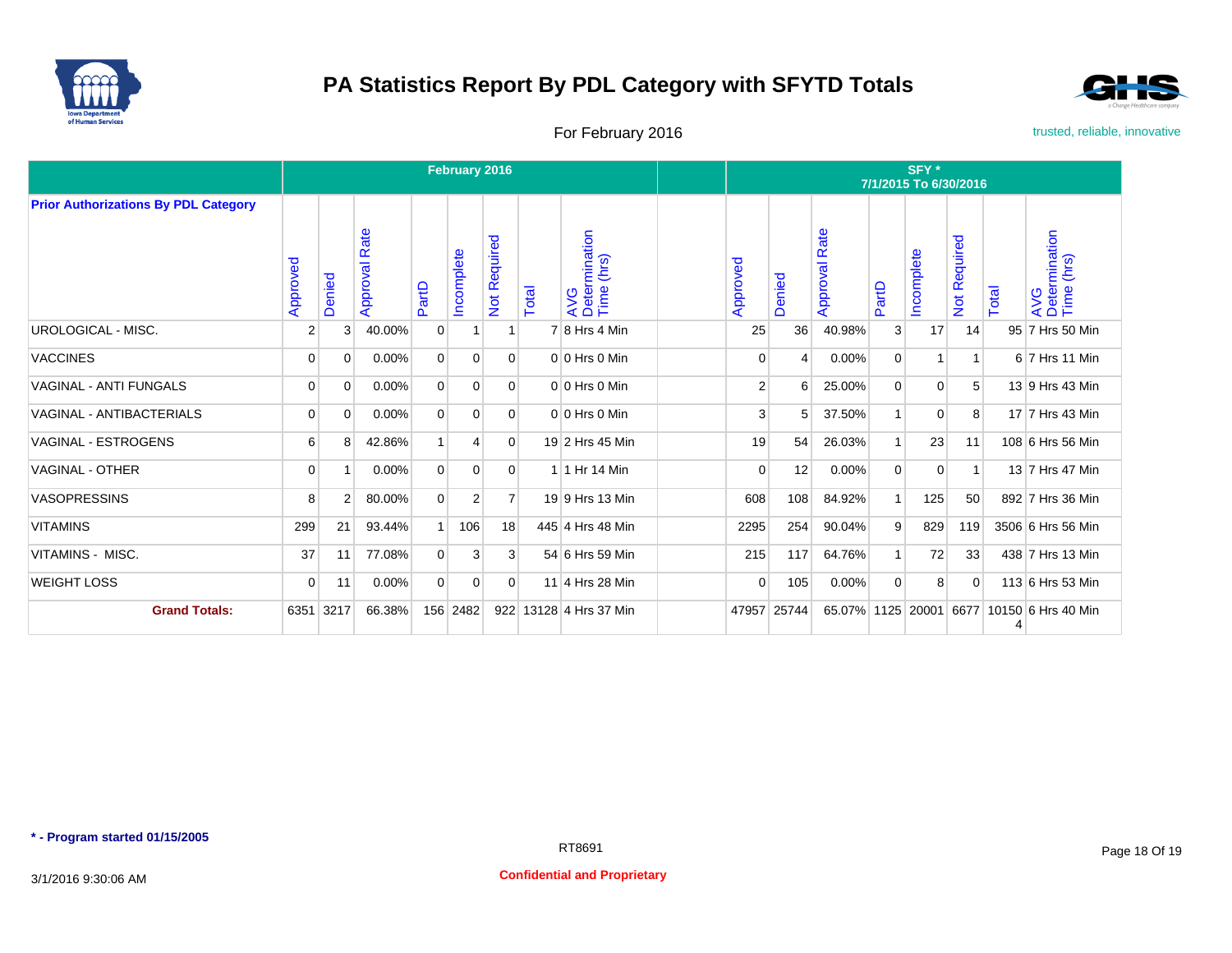# PA Statistics Report By PDL Category with SFYTD Totals

For February 2016

trusted, reliable, innovative

| Prior Authorizations By PDL Category | February 2016 | | | | | | | | | SFY * 7/1/2015 To 6/30/2016 | | | | | | | |
|---|---|---|---|---|---|---|---|---|---|---|---|---|---|---|---|---|---|
| | Approved | Denied | Approval Rate | PartD | Incomplete | Not Required | Total | AVG Determination Time (hrs) | | Approved | Denied | Approval Rate | PartD | Incomplete | Not Required | Total | AVG Determination Time (hrs) |
| UROLOGICAL - MISC. | 2 | 3 | 40.00% | 0 | 1 | 1 | 7 | 8 Hrs 4 Min | | 25 | 36 | 40.98% | 3 | 17 | 14 | 95 | 7 Hrs 50 Min |
| VACCINES | 0 | 0 | 0.00% | 0 | 0 | 0 | 0 | 0 Hrs 0 Min | | 0 | 4 | 0.00% | 0 | 1 | 1 | 6 | 7 Hrs 11 Min |
| VAGINAL - ANTI FUNGALS | 0 | 0 | 0.00% | 0 | 0 | 0 | 0 | 0 Hrs 0 Min | | 2 | 6 | 25.00% | 0 | 0 | 5 | 13 | 9 Hrs 43 Min |
| VAGINAL - ANTIBACTERIALS | 0 | 0 | 0.00% | 0 | 0 | 0 | 0 | 0 Hrs 0 Min | | 3 | 5 | 37.50% | 1 | 0 | 8 | 17 | 7 Hrs 43 Min |
| VAGINAL - ESTROGENS | 6 | 8 | 42.86% | 1 | 4 | 0 | 19 | 2 Hrs 45 Min | | 19 | 54 | 26.03% | 1 | 23 | 11 | 108 | 6 Hrs 56 Min |
| VAGINAL - OTHER | 0 | 1 | 0.00% | 0 | 0 | 0 | 1 | 1 Hr 14 Min | | 0 | 12 | 0.00% | 0 | 0 | 1 | 13 | 7 Hrs 47 Min |
| VASOPRESSINS | 8 | 2 | 80.00% | 0 | 2 | 7 | 19 | 9 Hrs 13 Min | | 608 | 108 | 84.92% | 1 | 125 | 50 | 892 | 7 Hrs 36 Min |
| VITAMINS | 299 | 21 | 93.44% | 1 | 106 | 18 | 445 | 4 Hrs 48 Min | | 2295 | 254 | 90.04% | 9 | 829 | 119 | 3506 | 6 Hrs 56 Min |
| VITAMINS - MISC. | 37 | 11 | 77.08% | 0 | 3 | 3 | 54 | 6 Hrs 59 Min | | 215 | 117 | 64.76% | 1 | 72 | 33 | 438 | 7 Hrs 13 Min |
| WEIGHT LOSS | 0 | 11 | 0.00% | 0 | 0 | 0 | 11 | 4 Hrs 28 Min | | 0 | 105 | 0.00% | 0 | 8 | 0 | 113 | 6 Hrs 53 Min |
| **Grand Totals:** | 6351 | 3217 | 66.38% | 156 | 2482 | 922 | 13128 | 4 Hrs 37 Min | | 47957 | 25744 | 65.07% | 1125 | 20001 | 6677 | 101504 | 6 Hrs 40 Min |

**\* - Program started 01/15/2005**

RT8691

3/1/2016 9:30:06 AM

**Confidential and Proprietary**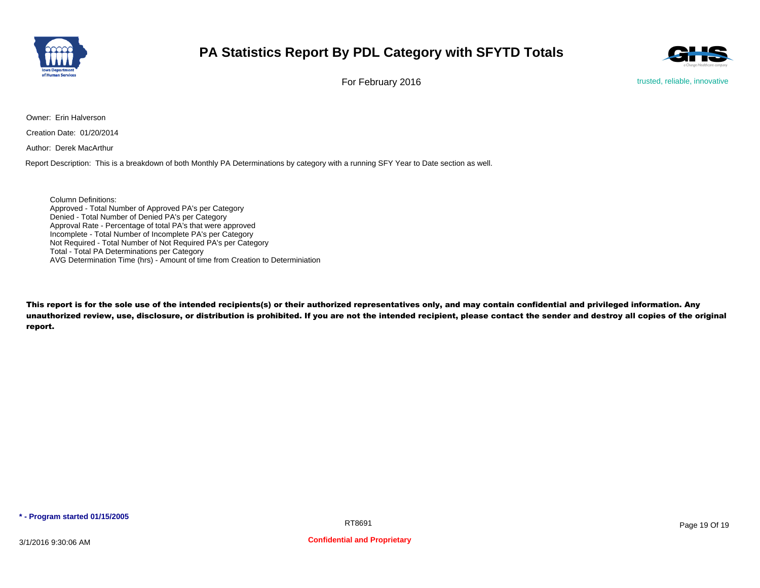# PA Statistics Report By PDL Category with SFYTD Totals

For February 2016

trusted, reliable, innovative

Owner: Erin Halverson

Creation Date: 01/20/2014

Author: Derek MacArthur

Report Description: This is a breakdown of both Monthly PA Determinations by category with a running SFY Year to Date section as well.

Column Definitions:
Approved - Total Number of Approved PA's per Category
Denied - Total Number of Denied PA's per Category
Approval Rate - Percentage of total PA's that were approved
Incomplete - Total Number of Incomplete PA's per Category
Not Required - Total Number of Not Required PA's per Category
Total - Total PA Determinations per Category
AVG Determination Time (hrs) - Amount of time from Creation to Determiniation

**This report is for the sole use of the intended recipients(s) or their authorized representatives only, and may contain confidential and privileged information. Any unauthorized review, use, disclosure, or distribution is prohibited. If you are not the intended recipient, please contact the sender and destroy all copies of the original report.**

**\* - Program started 01/15/2005**

RT8691

3/1/2016 9:30:06 AM

**Confidential and Proprietary**